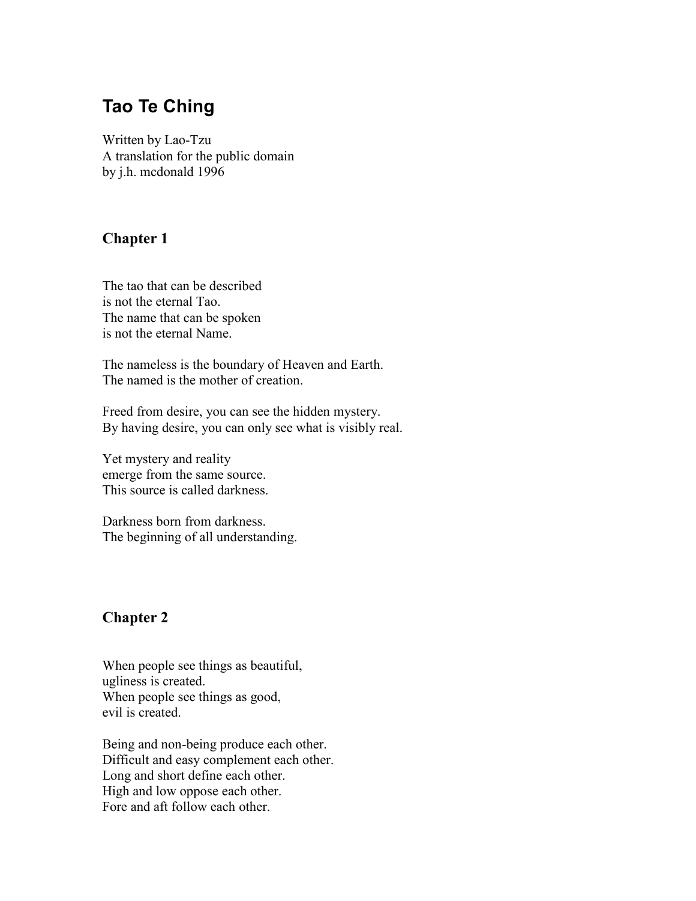# Tao Te Ching

Written by Lao-Tzu
A translation for the public domain
by j.h. mcdonald 1996

## Chapter 1

The tao that can be described
is not the eternal Tao.
The name that can be spoken
is not the eternal Name.

The nameless is the boundary of Heaven and Earth.
The named is the mother of creation.

Freed from desire, you can see the hidden mystery.
By having desire, you can only see what is visibly real.

Yet mystery and reality
emerge from the same source.
This source is called darkness.

Darkness born from darkness.
The beginning of all understanding.

## Chapter 2

When people see things as beautiful,
ugliness is created.
When people see things as good,
evil is created.

Being and non-being produce each other.
Difficult and easy complement each other.
Long and short define each other.
High and low oppose each other.
Fore and aft follow each other.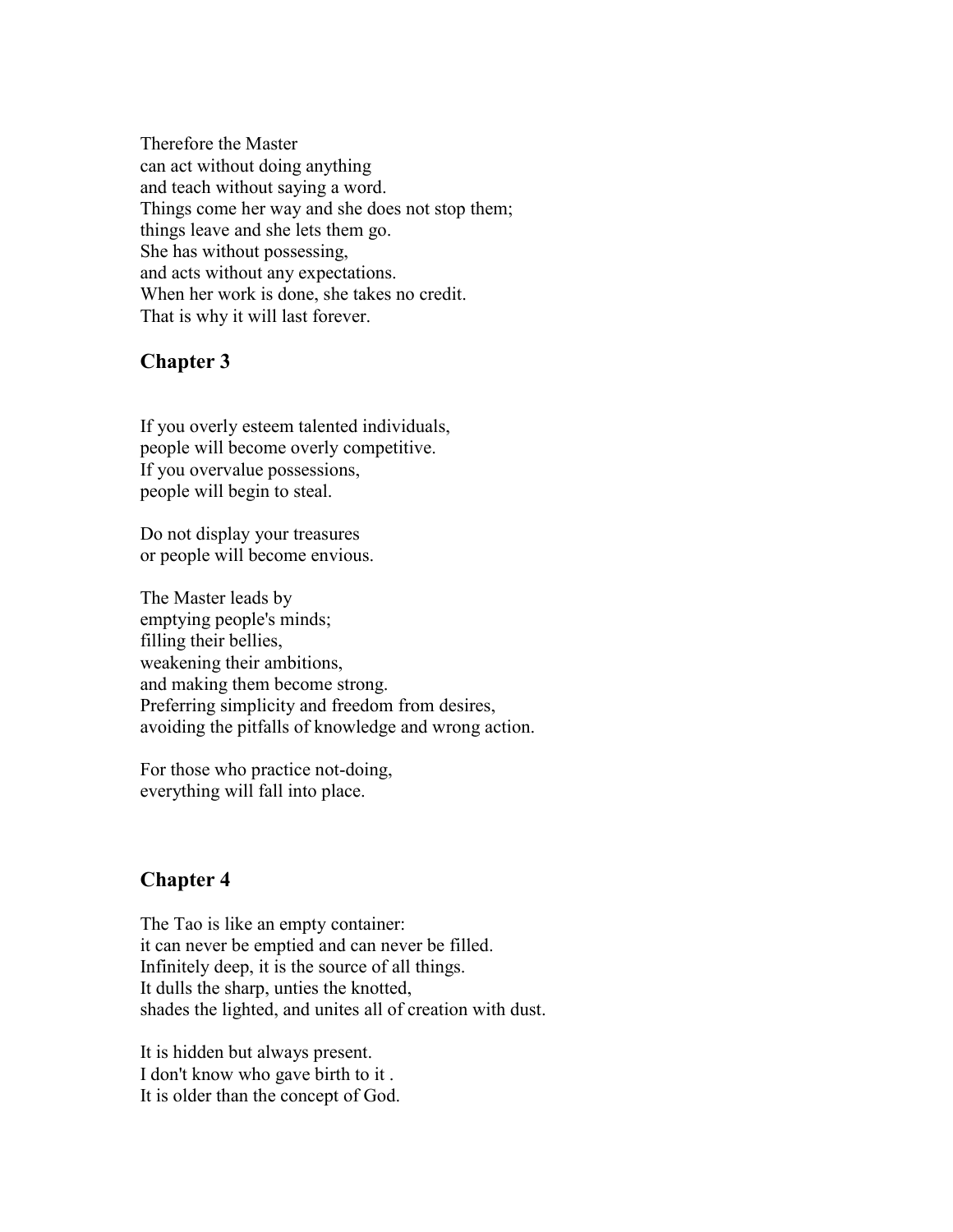Therefore the Master
can act without doing anything
and teach without saying a word.
Things come her way and she does not stop them;
things leave and she lets them go.
She has without possessing,
and acts without any expectations.
When her work is done, she takes no credit.
That is why it will last forever.

## Chapter 3

If you overly esteem talented individuals,
people will become overly competitive.
If you overvalue possessions,
people will begin to steal.

Do not display your treasures
or people will become envious.

The Master leads by
emptying people's minds;
filling their bellies,
weakening their ambitions,
and making them become strong.
Preferring simplicity and freedom from desires,
avoiding the pitfalls of knowledge and wrong action.

For those who practice not-doing,
everything will fall into place.

## Chapter 4

The Tao is like an empty container:
it can never be emptied and can never be filled.
Infinitely deep, it is the source of all things.
It dulls the sharp, unties the knotted,
shades the lighted, and unites all of creation with dust.

It is hidden but always present.
I don't know who gave birth to it .
It is older than the concept of God.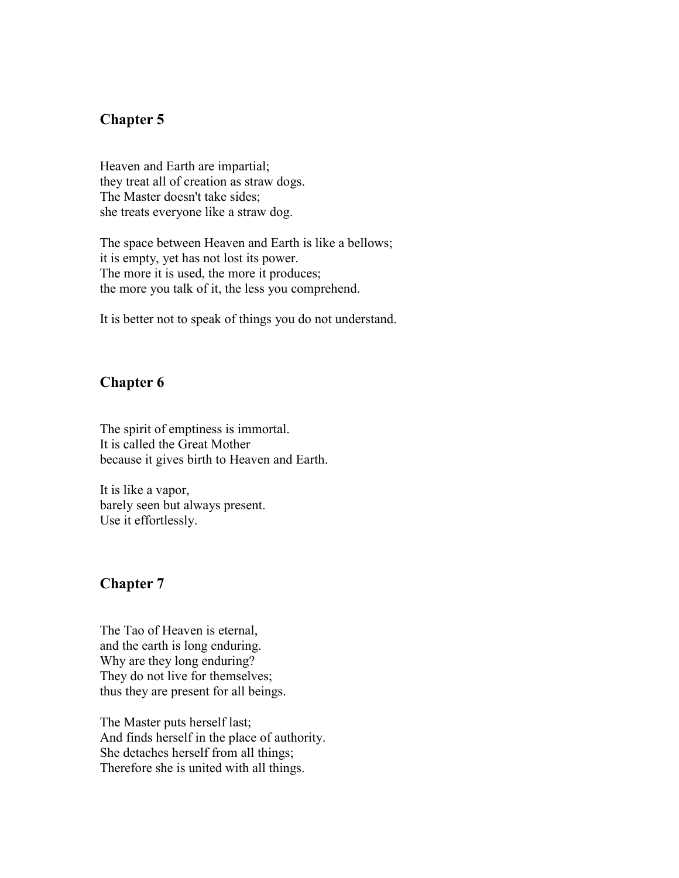## Chapter 5

Heaven and Earth are impartial;
they treat all of creation as straw dogs.
The Master doesn't take sides;
she treats everyone like a straw dog.

The space between Heaven and Earth is like a bellows;
it is empty, yet has not lost its power.
The more it is used, the more it produces;
the more you talk of it, the less you comprehend.

It is better not to speak of things you do not understand.

## Chapter 6

The spirit of emptiness is immortal.
It is called the Great Mother
because it gives birth to Heaven and Earth.

It is like a vapor,
barely seen but always present.
Use it effortlessly.

## Chapter 7

The Tao of Heaven is eternal,
and the earth is long enduring.
Why are they long enduring?
They do not live for themselves;
thus they are present for all beings.

The Master puts herself last;
And finds herself in the place of authority.
She detaches herself from all things;
Therefore she is united with all things.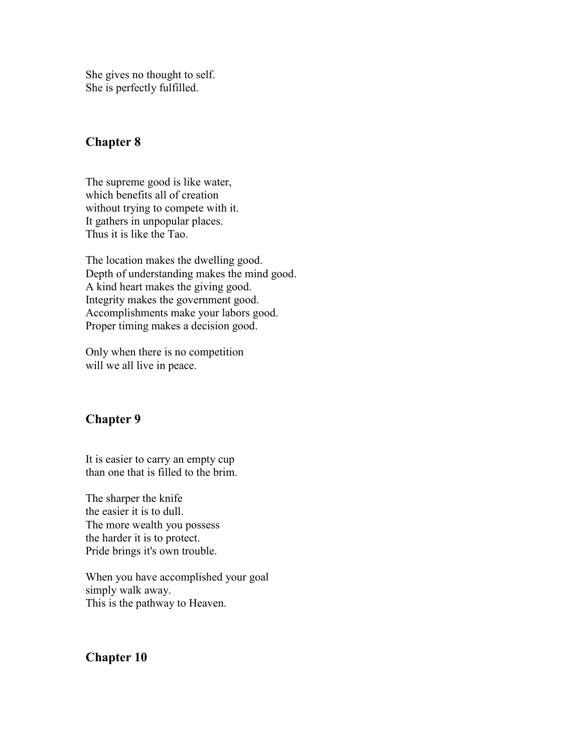She gives no thought to self.
She is perfectly fulfilled.

## Chapter 8

The supreme good is like water,
which benefits all of creation
without trying to compete with it.
It gathers in unpopular places.
Thus it is like the Tao.

The location makes the dwelling good.
Depth of understanding makes the mind good.
A kind heart makes the giving good.
Integrity makes the government good.
Accomplishments make your labors good.
Proper timing makes a decision good.

Only when there is no competition
will we all live in peace.

## Chapter 9

It is easier to carry an empty cup
than one that is filled to the brim.

The sharper the knife
the easier it is to dull.
The more wealth you possess
the harder it is to protect.
Pride brings it's own trouble.

When you have accomplished your goal
simply walk away.
This is the pathway to Heaven.

## Chapter 10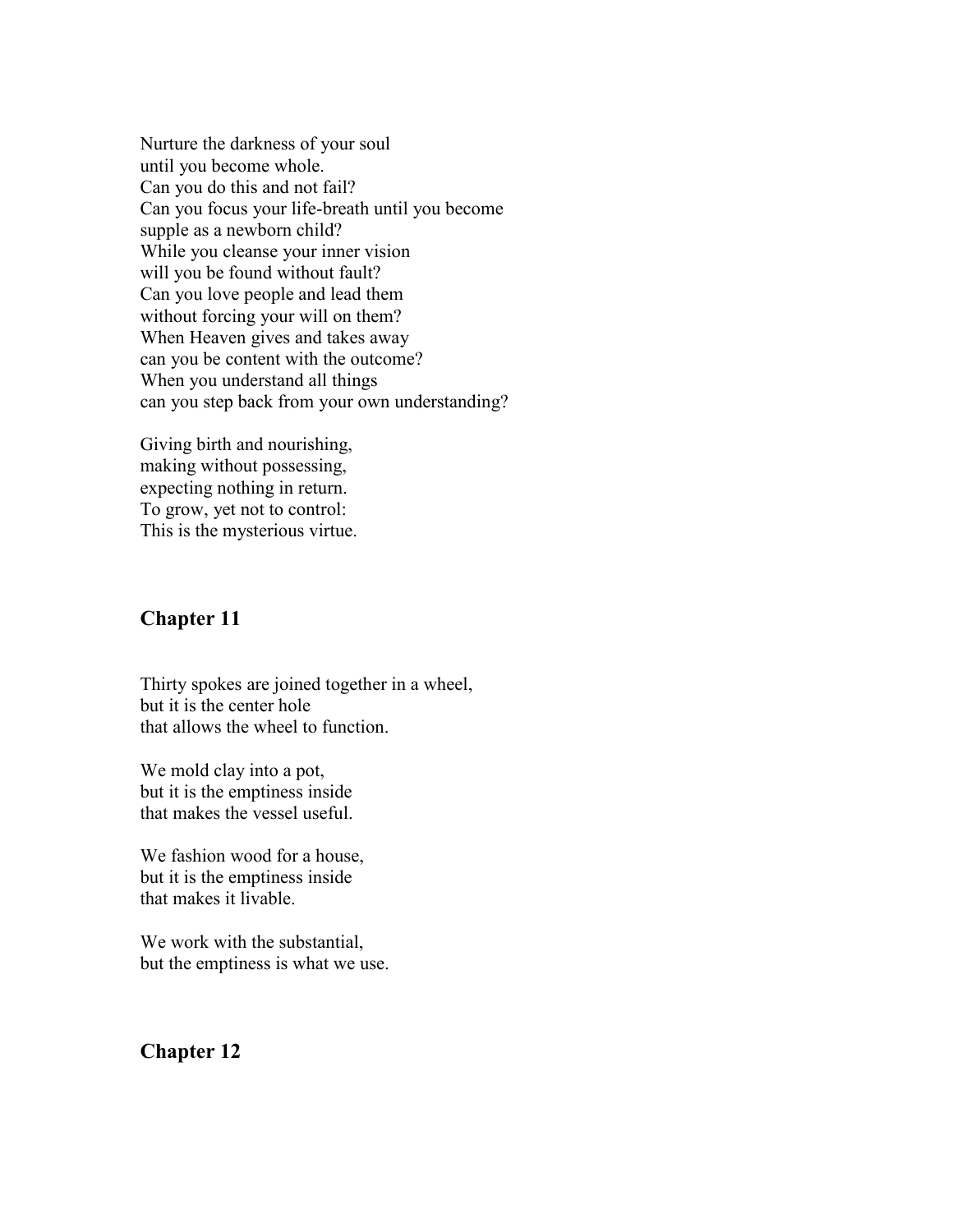Nurture the darkness of your soul
until you become whole.
Can you do this and not fail?
Can you focus your life-breath until you become
supple as a newborn child?
While you cleanse your inner vision
will you be found without fault?
Can you love people and lead them
without forcing your will on them?
When Heaven gives and takes away
can you be content with the outcome?
When you understand all things
can you step back from your own understanding?

Giving birth and nourishing,
making without possessing,
expecting nothing in return.
To grow, yet not to control:
This is the mysterious virtue.

## Chapter 11

Thirty spokes are joined together in a wheel,
but it is the center hole
that allows the wheel to function.

We mold clay into a pot,
but it is the emptiness inside
that makes the vessel useful.

We fashion wood for a house,
but it is the emptiness inside
that makes it livable.

We work with the substantial,
but the emptiness is what we use.

## Chapter 12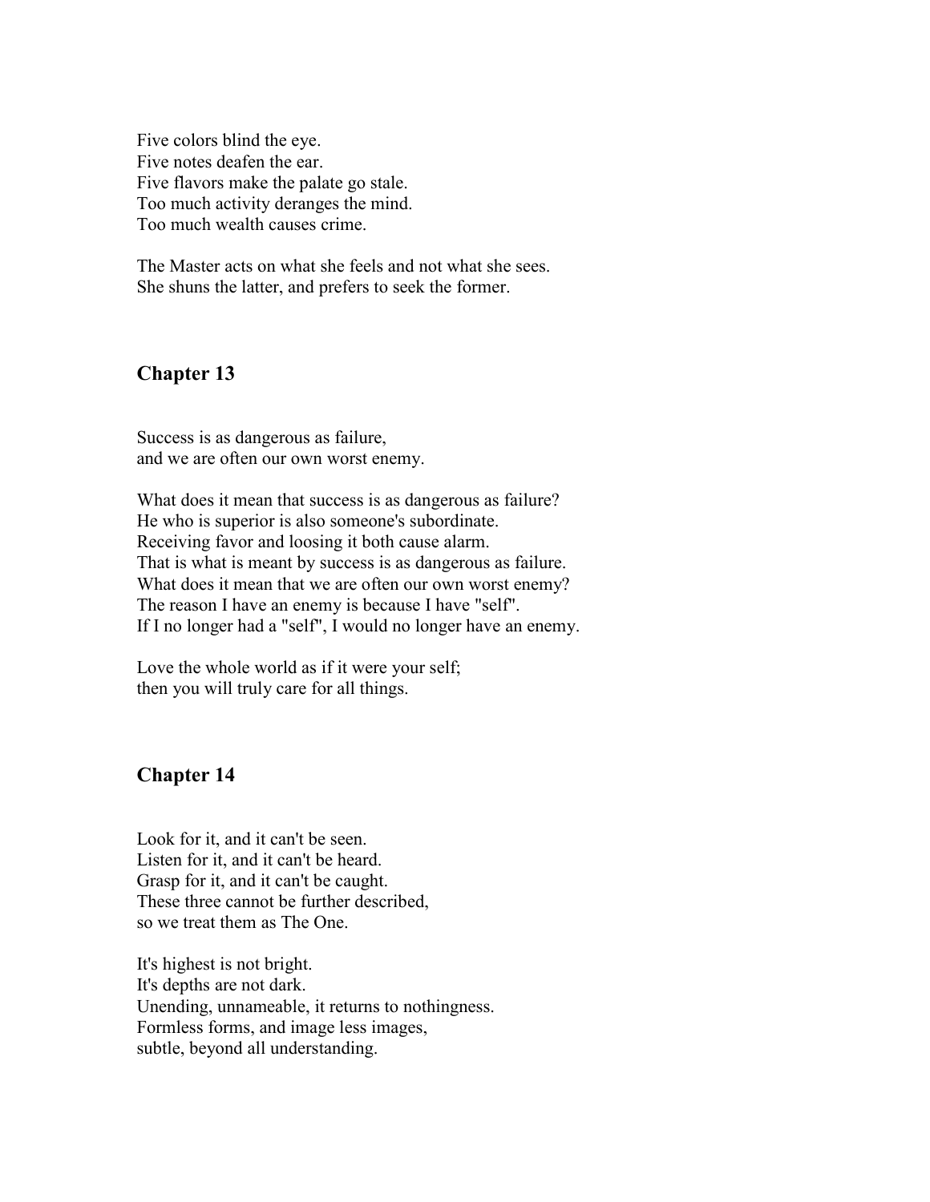Five colors blind the eye.
Five notes deafen the ear.
Five flavors make the palate go stale.
Too much activity deranges the mind.
Too much wealth causes crime.

The Master acts on what she feels and not what she sees.
She shuns the latter, and prefers to seek the former.

## Chapter 13

Success is as dangerous as failure,
and we are often our own worst enemy.

What does it mean that success is as dangerous as failure?
He who is superior is also someone's subordinate.
Receiving favor and loosing it both cause alarm.
That is what is meant by success is as dangerous as failure.
What does it mean that we are often our own worst enemy?
The reason I have an enemy is because I have "self".
If I no longer had a "self", I would no longer have an enemy.

Love the whole world as if it were your self;
then you will truly care for all things.

## Chapter 14

Look for it, and it can't be seen.
Listen for it, and it can't be heard.
Grasp for it, and it can't be caught.
These three cannot be further described,
so we treat them as The One.

It's highest is not bright.
It's depths are not dark.
Unending, unnameable, it returns to nothingness.
Formless forms, and image less images,
subtle, beyond all understanding.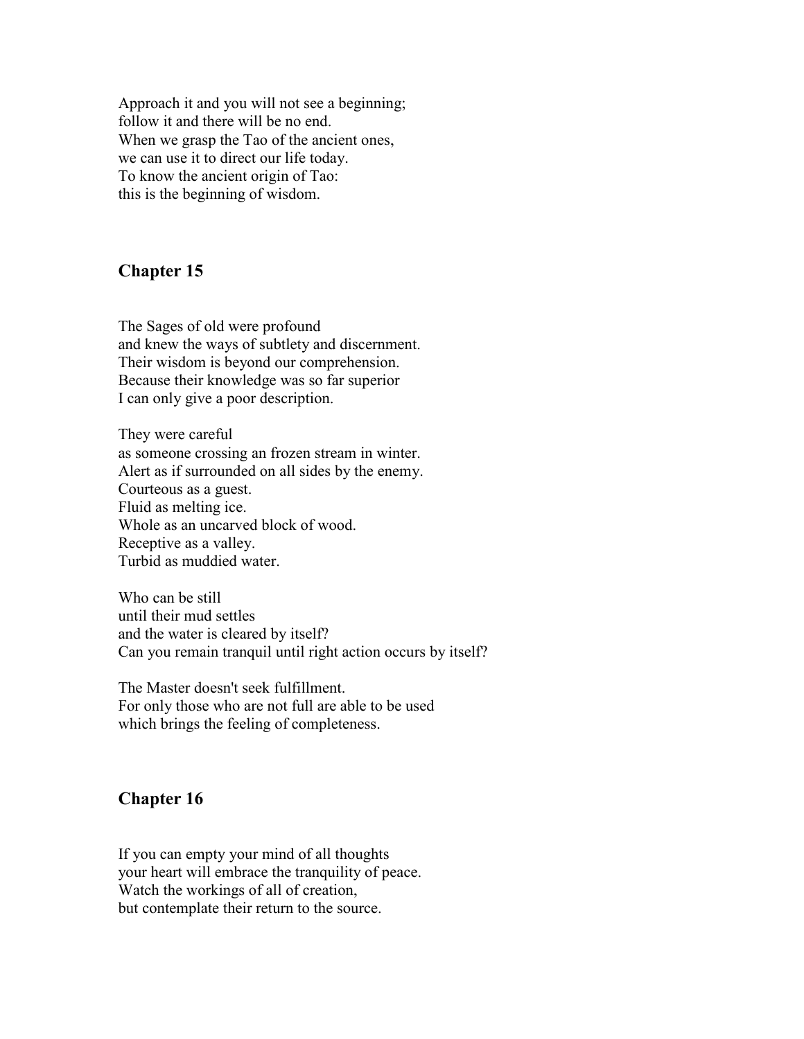Approach it and you will not see a beginning;
follow it and there will be no end.
When we grasp the Tao of the ancient ones,
we can use it to direct our life today.
To know the ancient origin of Tao:
this is the beginning of wisdom.

## Chapter 15

The Sages of old were profound
and knew the ways of subtlety and discernment.
Their wisdom is beyond our comprehension.
Because their knowledge was so far superior
I can only give a poor description.

They were careful
as someone crossing an frozen stream in winter.
Alert as if surrounded on all sides by the enemy.
Courteous as a guest.
Fluid as melting ice.
Whole as an uncarved block of wood.
Receptive as a valley.
Turbid as muddied water.

Who can be still
until their mud settles
and the water is cleared by itself?
Can you remain tranquil until right action occurs by itself?

The Master doesn't seek fulfillment.
For only those who are not full are able to be used
which brings the feeling of completeness.

## Chapter 16

If you can empty your mind of all thoughts
your heart will embrace the tranquility of peace.
Watch the workings of all of creation,
but contemplate their return to the source.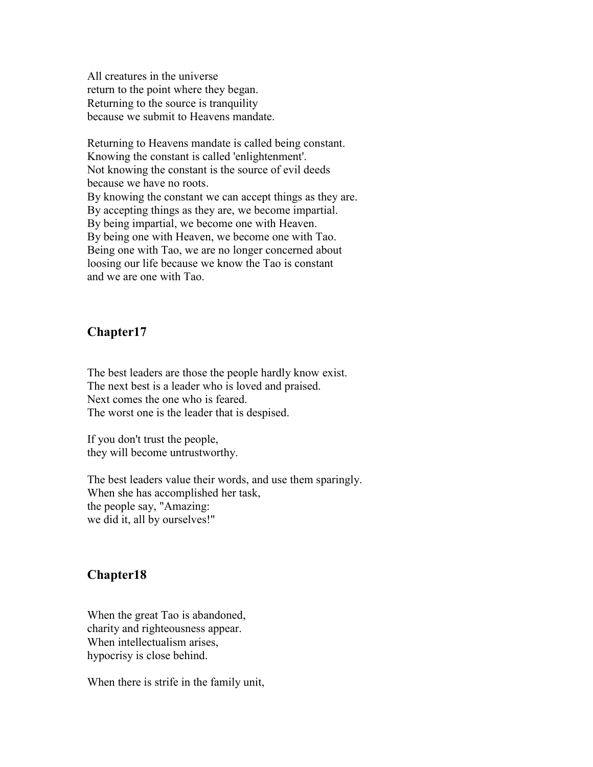All creatures in the universe
return to the point where they began.
Returning to the source is tranquility
because we submit to Heavens mandate.

Returning to Heavens mandate is called being constant.
Knowing the constant is called 'enlightenment'.
Not knowing the constant is the source of evil deeds
because we have no roots.
By knowing the constant we can accept things as they are.
By accepting things as they are, we become impartial.
By being impartial, we become one with Heaven.
By being one with Heaven, we become one with Tao.
Being one with Tao, we are no longer concerned about
loosing our life because we know the Tao is constant
and we are one with Tao.

## Chapter17

The best leaders are those the people hardly know exist.
The next best is a leader who is loved and praised.
Next comes the one who is feared.
The worst one is the leader that is despised.

If you don't trust the people,
they will become untrustworthy.

The best leaders value their words, and use them sparingly.
When she has accomplished her task,
the people say, "Amazing:
we did it, all by ourselves!"

## Chapter18

When the great Tao is abandoned,
charity and righteousness appear.
When intellectualism arises,
hypocrisy is close behind.

When there is strife in the family unit,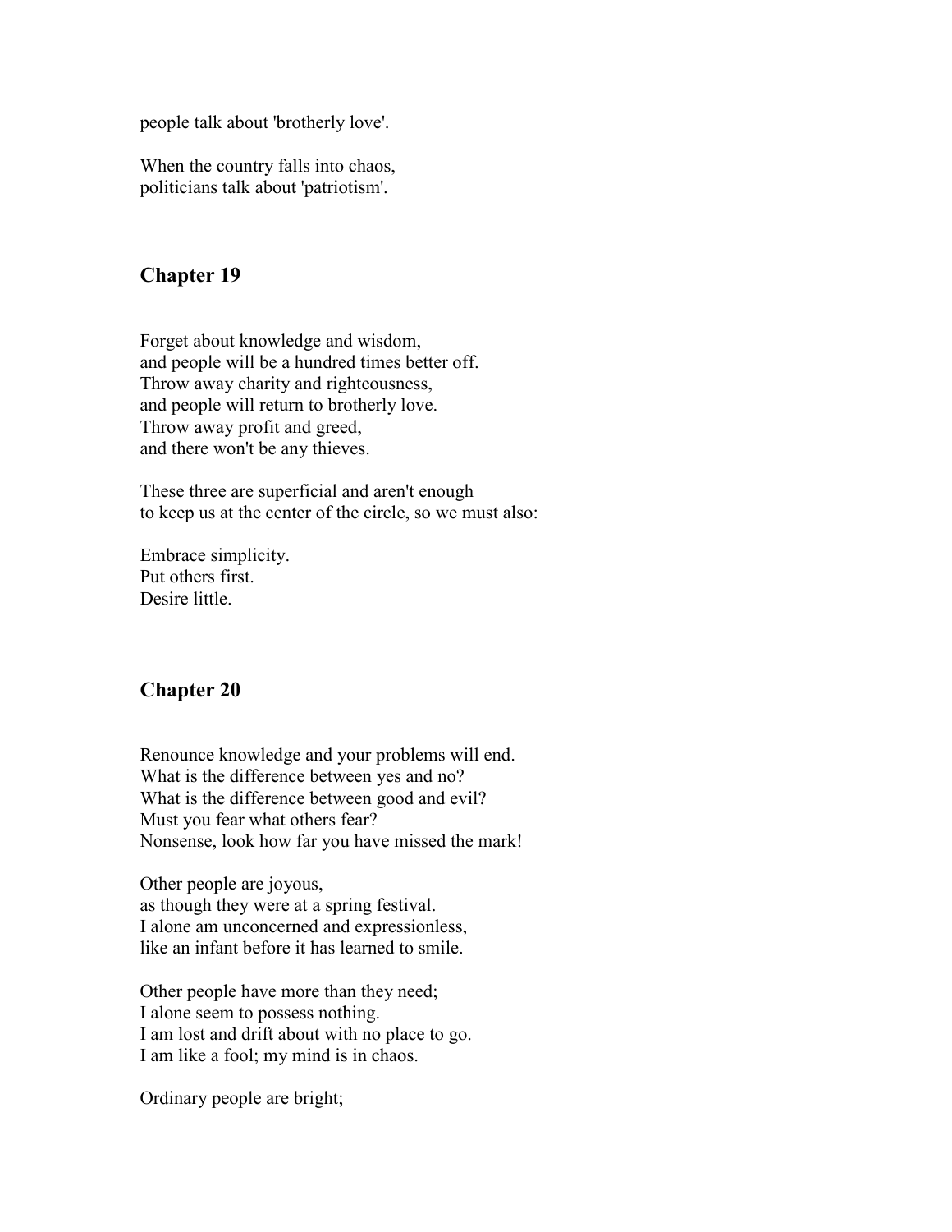people talk about 'brotherly love'.

When the country falls into chaos,
politicians talk about 'patriotism'.

## Chapter 19

Forget about knowledge and wisdom,
and people will be a hundred times better off.
Throw away charity and righteousness,
and people will return to brotherly love.
Throw away profit and greed,
and there won't be any thieves.

These three are superficial and aren't enough
to keep us at the center of the circle, so we must also:

Embrace simplicity.
Put others first.
Desire little.

## Chapter 20

Renounce knowledge and your problems will end.
What is the difference between yes and no?
What is the difference between good and evil?
Must you fear what others fear?
Nonsense, look how far you have missed the mark!

Other people are joyous,
as though they were at a spring festival.
I alone am unconcerned and expressionless,
like an infant before it has learned to smile.

Other people have more than they need;
I alone seem to possess nothing.
I am lost and drift about with no place to go.
I am like a fool; my mind is in chaos.

Ordinary people are bright;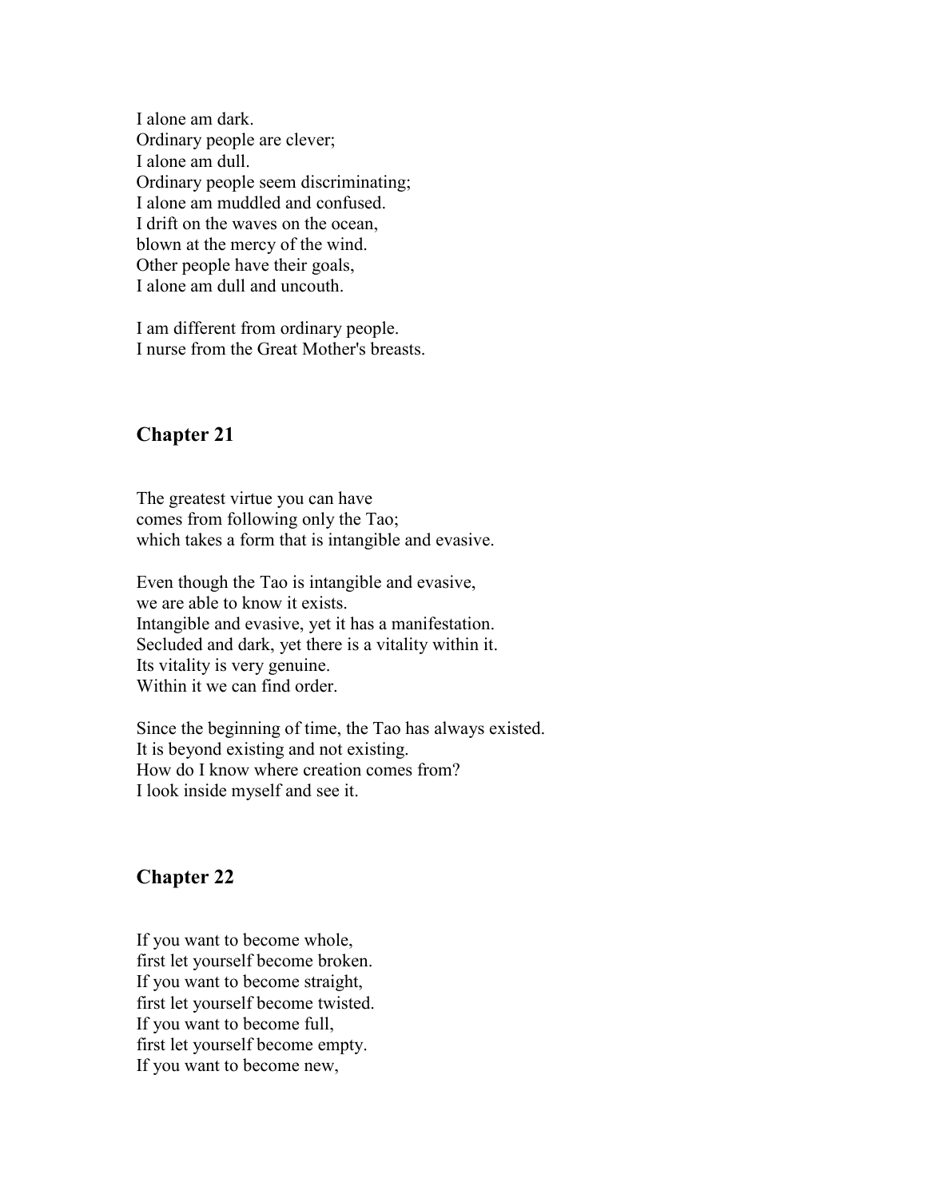I alone am dark.
Ordinary people are clever;
I alone am dull.
Ordinary people seem discriminating;
I alone am muddled and confused.
I drift on the waves on the ocean,
blown at the mercy of the wind.
Other people have their goals,
I alone am dull and uncouth.

I am different from ordinary people.
I nurse from the Great Mother's breasts.

## Chapter 21

The greatest virtue you can have
comes from following only the Tao;
which takes a form that is intangible and evasive.

Even though the Tao is intangible and evasive,
we are able to know it exists.
Intangible and evasive, yet it has a manifestation.
Secluded and dark, yet there is a vitality within it.
Its vitality is very genuine.
Within it we can find order.

Since the beginning of time, the Tao has always existed.
It is beyond existing and not existing.
How do I know where creation comes from?
I look inside myself and see it.

## Chapter 22

If you want to become whole,
first let yourself become broken.
If you want to become straight,
first let yourself become twisted.
If you want to become full,
first let yourself become empty.
If you want to become new,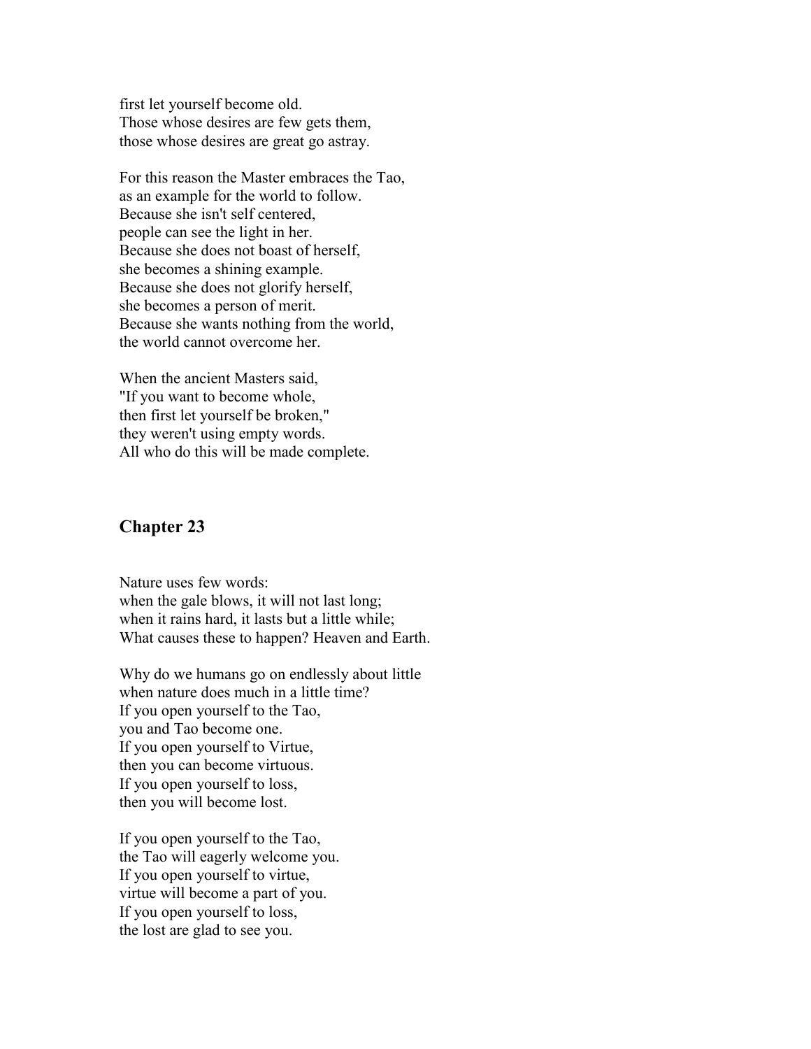first let yourself become old.
Those whose desires are few gets them,
those whose desires are great go astray.

For this reason the Master embraces the Tao,
as an example for the world to follow.
Because she isn't self centered,
people can see the light in her.
Because she does not boast of herself,
she becomes a shining example.
Because she does not glorify herself,
she becomes a person of merit.
Because she wants nothing from the world,
the world cannot overcome her.

When the ancient Masters said,
"If you want to become whole,
then first let yourself be broken,"
they weren't using empty words.
All who do this will be made complete.

## Chapter 23

Nature uses few words:
when the gale blows, it will not last long;
when it rains hard, it lasts but a little while;
What causes these to happen? Heaven and Earth.

Why do we humans go on endlessly about little
when nature does much in a little time?
If you open yourself to the Tao,
you and Tao become one.
If you open yourself to Virtue,
then you can become virtuous.
If you open yourself to loss,
then you will become lost.

If you open yourself to the Tao,
the Tao will eagerly welcome you.
If you open yourself to virtue,
virtue will become a part of you.
If you open yourself to loss,
the lost are glad to see you.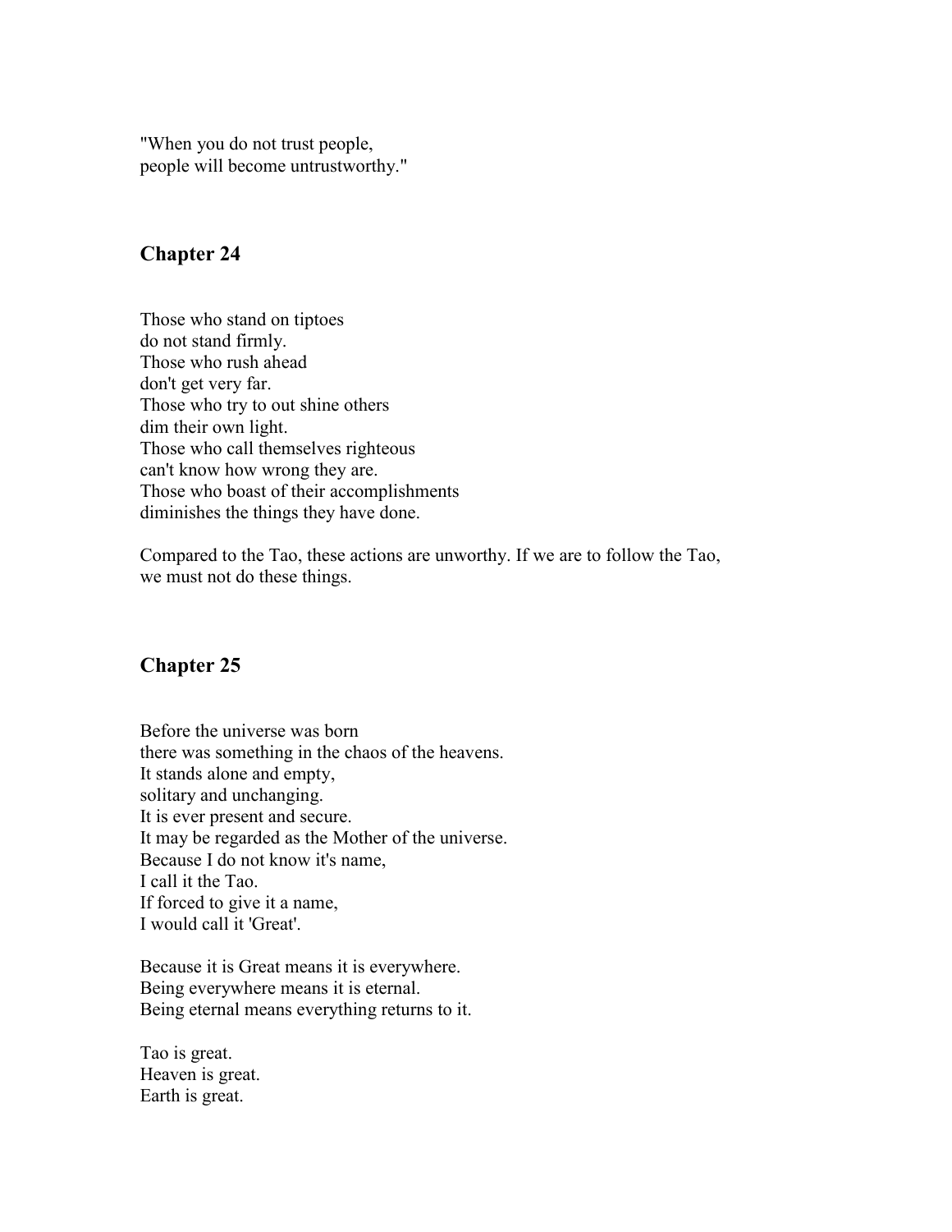"When you do not trust people,
people will become untrustworthy."

## Chapter 24

Those who stand on tiptoes
do not stand firmly.
Those who rush ahead
don't get very far.
Those who try to out shine others
dim their own light.
Those who call themselves righteous
can't know how wrong they are.
Those who boast of their accomplishments
diminishes the things they have done.

Compared to the Tao, these actions are unworthy. If we are to follow the Tao,
we must not do these things.

## Chapter 25

Before the universe was born
there was something in the chaos of the heavens.
It stands alone and empty,
solitary and unchanging.
It is ever present and secure.
It may be regarded as the Mother of the universe.
Because I do not know it's name,
I call it the Tao.
If forced to give it a name,
I would call it 'Great'.

Because it is Great means it is everywhere.
Being everywhere means it is eternal.
Being eternal means everything returns to it.

Tao is great.
Heaven is great.
Earth is great.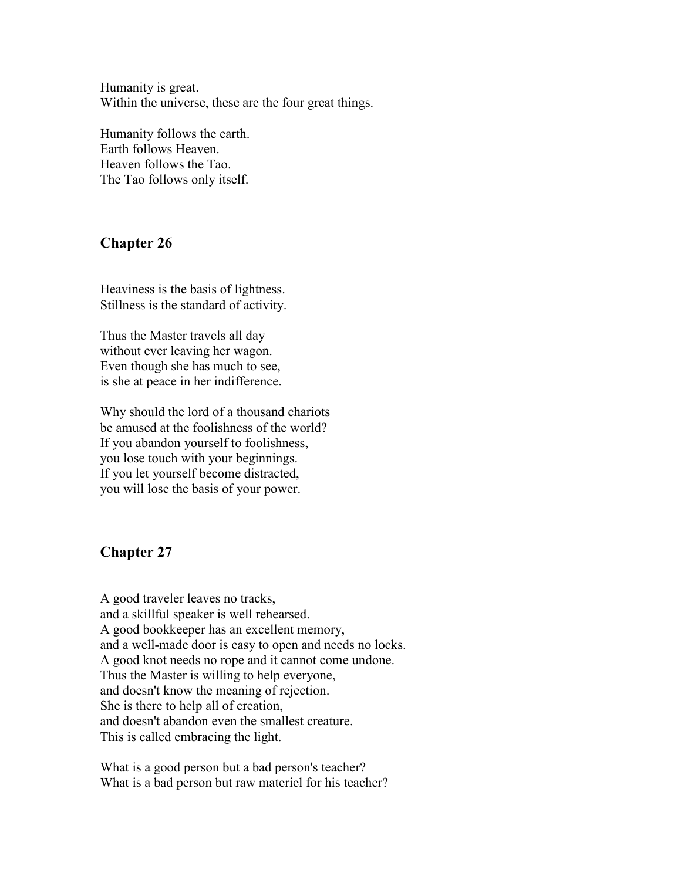Humanity is great.
Within the universe, these are the four great things.

Humanity follows the earth.
Earth follows Heaven.
Heaven follows the Tao.
The Tao follows only itself.

## Chapter 26

Heaviness is the basis of lightness.
Stillness is the standard of activity.

Thus the Master travels all day
without ever leaving her wagon.
Even though she has much to see,
is she at peace in her indifference.

Why should the lord of a thousand chariots
be amused at the foolishness of the world?
If you abandon yourself to foolishness,
you lose touch with your beginnings.
If you let yourself become distracted,
you will lose the basis of your power.

## Chapter 27

A good traveler leaves no tracks,
and a skillful speaker is well rehearsed.
A good bookkeeper has an excellent memory,
and a well-made door is easy to open and needs no locks.
A good knot needs no rope and it cannot come undone.
Thus the Master is willing to help everyone,
and doesn't know the meaning of rejection.
She is there to help all of creation,
and doesn't abandon even the smallest creature.
This is called embracing the light.

What is a good person but a bad person's teacher?
What is a bad person but raw materiel for his teacher?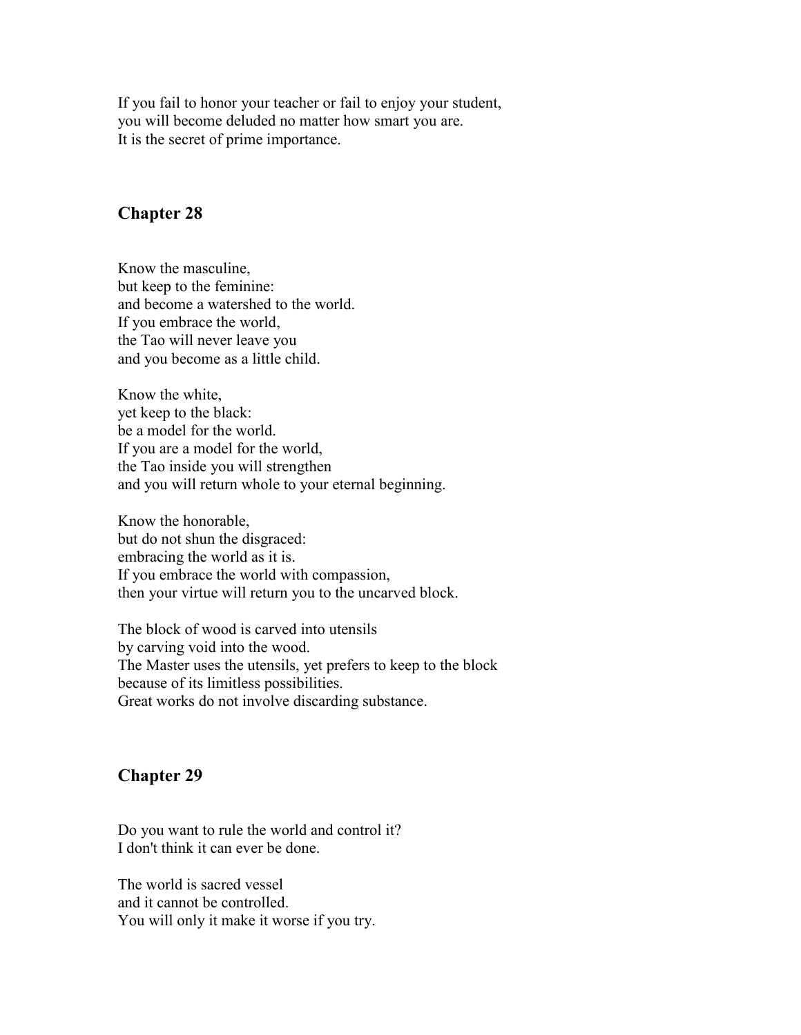If you fail to honor your teacher or fail to enjoy your student,
you will become deluded no matter how smart you are.
It is the secret of prime importance.

## Chapter 28

Know the masculine,
but keep to the feminine:
and become a watershed to the world.
If you embrace the world,
the Tao will never leave you
and you become as a little child.

Know the white,
yet keep to the black:
be a model for the world.
If you are a model for the world,
the Tao inside you will strengthen
and you will return whole to your eternal beginning.

Know the honorable,
but do not shun the disgraced:
embracing the world as it is.
If you embrace the world with compassion,
then your virtue will return you to the uncarved block.

The block of wood is carved into utensils
by carving void into the wood.
The Master uses the utensils, yet prefers to keep to the block
because of its limitless possibilities.
Great works do not involve discarding substance.

## Chapter 29

Do you want to rule the world and control it?
I don't think it can ever be done.

The world is sacred vessel
and it cannot be controlled.
You will only it make it worse if you try.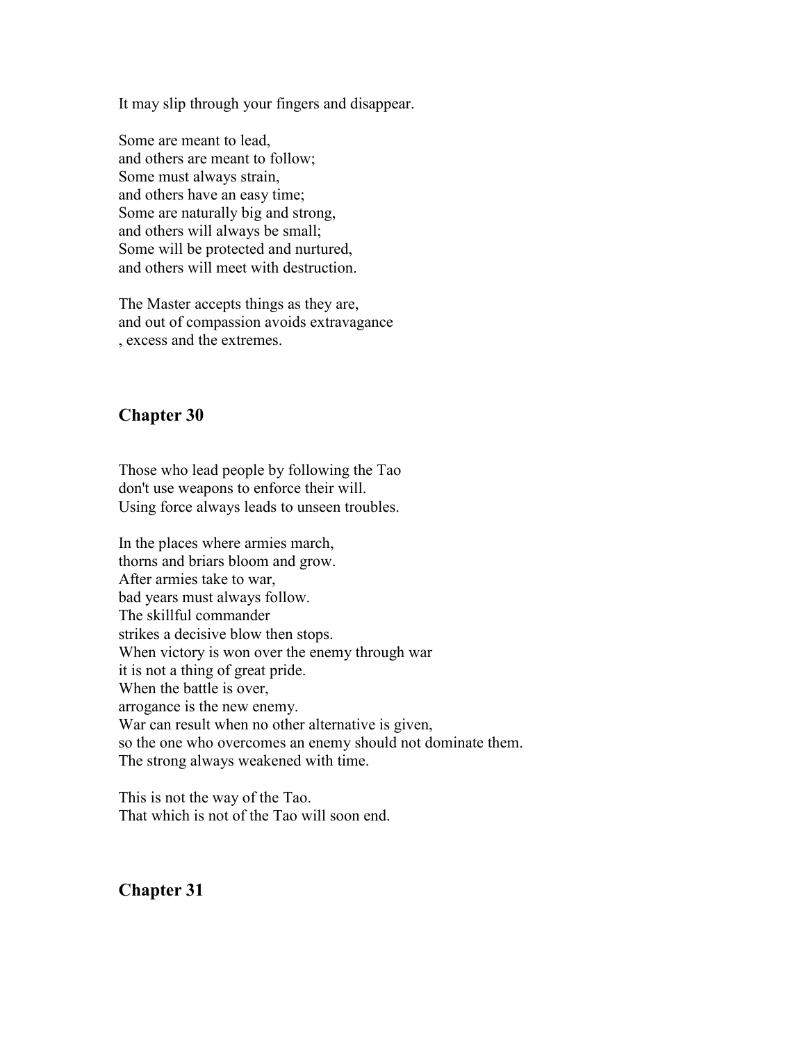It may slip through your fingers and disappear.

Some are meant to lead,
and others are meant to follow;
Some must always strain,
and others have an easy time;
Some are naturally big and strong,
and others will always be small;
Some will be protected and nurtured,
and others will meet with destruction.

The Master accepts things as they are,
and out of compassion avoids extravagance
, excess and the extremes.

## Chapter 30

Those who lead people by following the Tao
don't use weapons to enforce their will.
Using force always leads to unseen troubles.

In the places where armies march,
thorns and briars bloom and grow.
After armies take to war,
bad years must always follow.
The skillful commander
strikes a decisive blow then stops.
When victory is won over the enemy through war
it is not a thing of great pride.
When the battle is over,
arrogance is the new enemy.
War can result when no other alternative is given,
so the one who overcomes an enemy should not dominate them.
The strong always weakened with time.

This is not the way of the Tao.
That which is not of the Tao will soon end.

## Chapter 31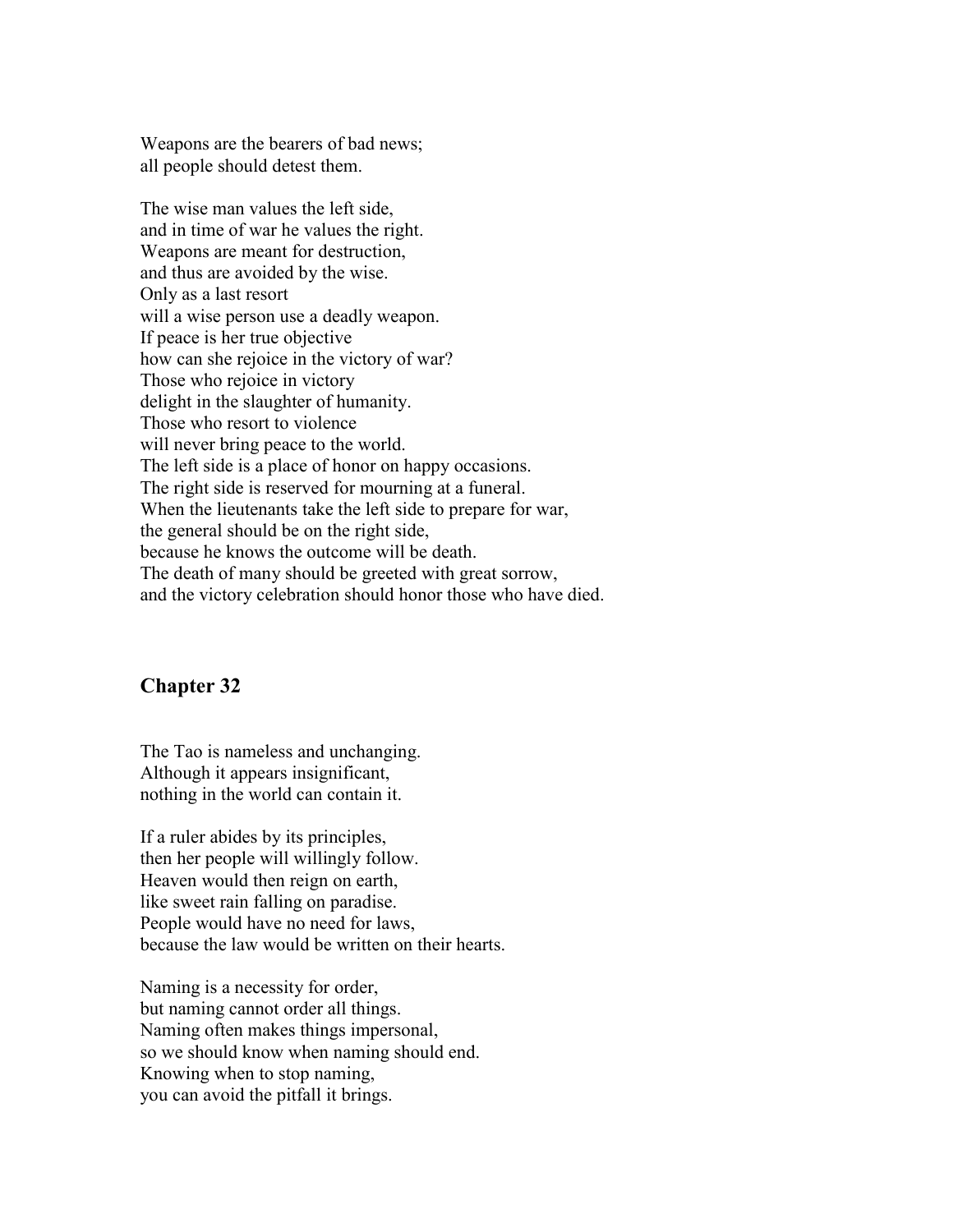Weapons are the bearers of bad news;
all people should detest them.

The wise man values the left side,
and in time of war he values the right.
Weapons are meant for destruction,
and thus are avoided by the wise.
Only as a last resort
will a wise person use a deadly weapon.
If peace is her true objective
how can she rejoice in the victory of war?
Those who rejoice in victory
delight in the slaughter of humanity.
Those who resort to violence
will never bring peace to the world.
The left side is a place of honor on happy occasions.
The right side is reserved for mourning at a funeral.
When the lieutenants take the left side to prepare for war,
the general should be on the right side,
because he knows the outcome will be death.
The death of many should be greeted with great sorrow,
and the victory celebration should honor those who have died.

## Chapter 32

The Tao is nameless and unchanging.
Although it appears insignificant,
nothing in the world can contain it.

If a ruler abides by its principles,
then her people will willingly follow.
Heaven would then reign on earth,
like sweet rain falling on paradise.
People would have no need for laws,
because the law would be written on their hearts.

Naming is a necessity for order,
but naming cannot order all things.
Naming often makes things impersonal,
so we should know when naming should end.
Knowing when to stop naming,
you can avoid the pitfall it brings.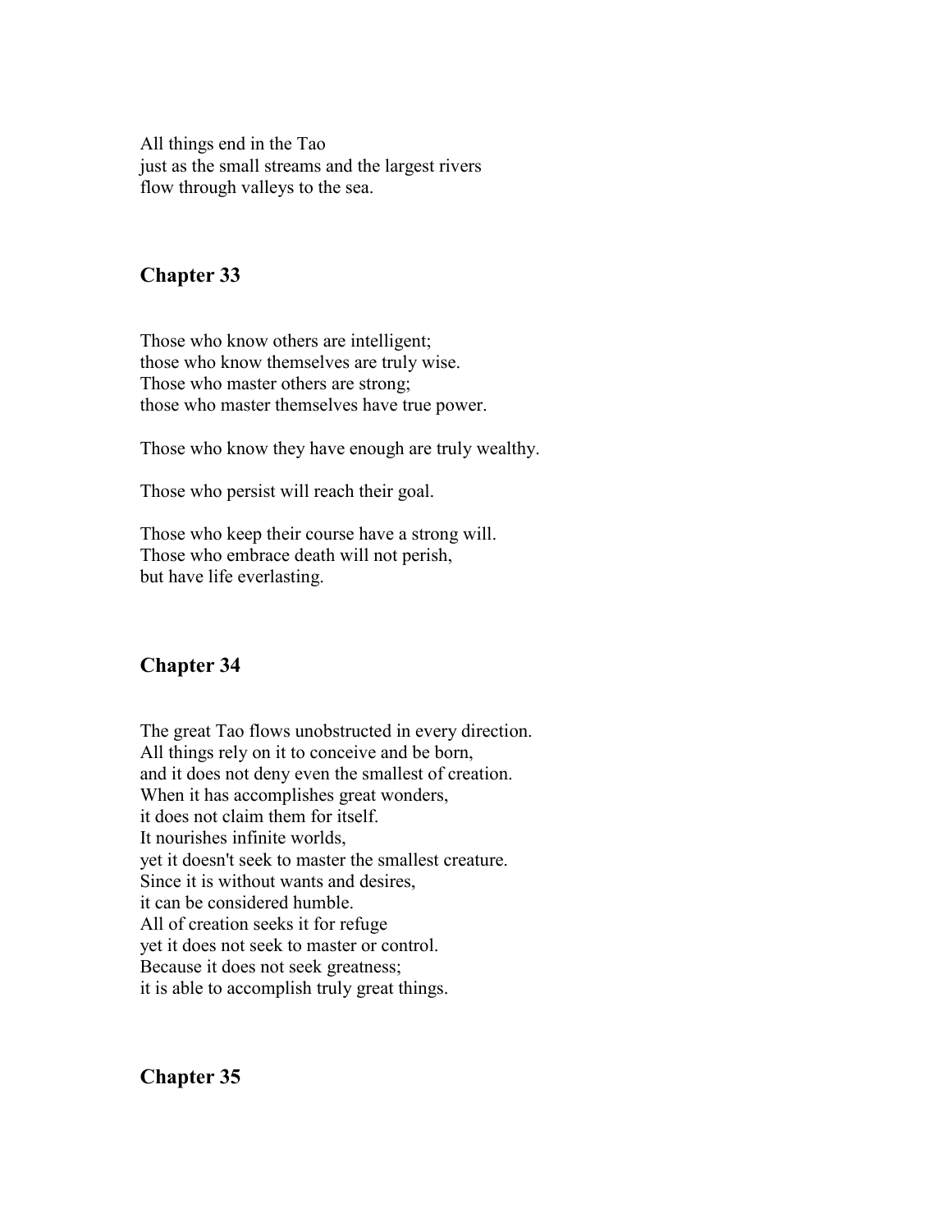All things end in the Tao
just as the small streams and the largest rivers
flow through valleys to the sea.

## Chapter 33

Those who know others are intelligent;
those who know themselves are truly wise.
Those who master others are strong;
those who master themselves have true power.

Those who know they have enough are truly wealthy.

Those who persist will reach their goal.

Those who keep their course have a strong will.
Those who embrace death will not perish,
but have life everlasting.

## Chapter 34

The great Tao flows unobstructed in every direction.
All things rely on it to conceive and be born,
and it does not deny even the smallest of creation.
When it has accomplishes great wonders,
it does not claim them for itself.
It nourishes infinite worlds,
yet it doesn't seek to master the smallest creature.
Since it is without wants and desires,
it can be considered humble.
All of creation seeks it for refuge
yet it does not seek to master or control.
Because it does not seek greatness;
it is able to accomplish truly great things.

## Chapter 35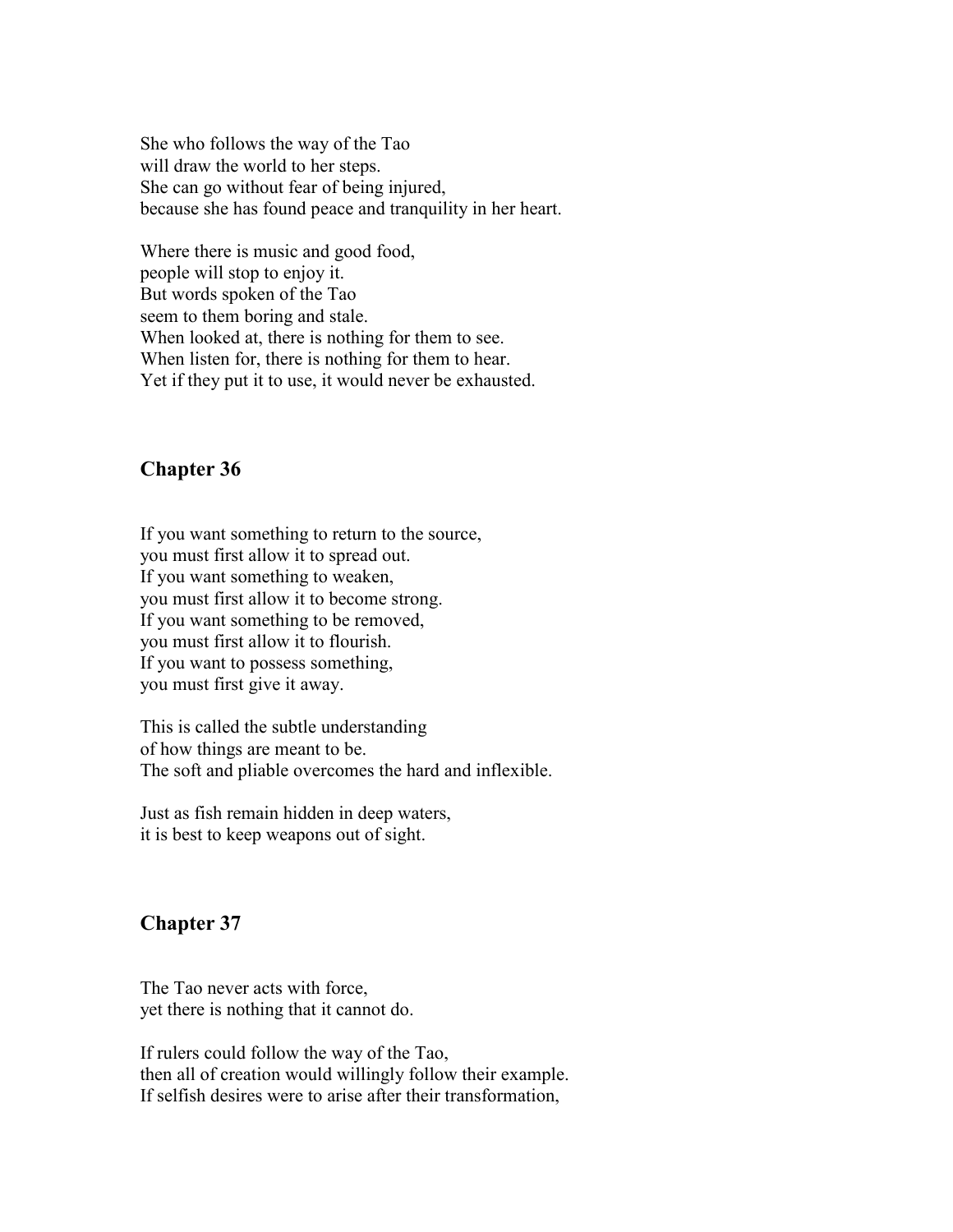She who follows the way of the Tao
will draw the world to her steps.
She can go without fear of being injured,
because she has found peace and tranquility in her heart.

Where there is music and good food,
people will stop to enjoy it.
But words spoken of the Tao
seem to them boring and stale.
When looked at, there is nothing for them to see.
When listen for, there is nothing for them to hear.
Yet if they put it to use, it would never be exhausted.

## Chapter 36

If you want something to return to the source,
you must first allow it to spread out.
If you want something to weaken,
you must first allow it to become strong.
If you want something to be removed,
you must first allow it to flourish.
If you want to possess something,
you must first give it away.

This is called the subtle understanding
of how things are meant to be.
The soft and pliable overcomes the hard and inflexible.

Just as fish remain hidden in deep waters,
it is best to keep weapons out of sight.

## Chapter 37

The Tao never acts with force,
yet there is nothing that it cannot do.

If rulers could follow the way of the Tao,
then all of creation would willingly follow their example.
If selfish desires were to arise after their transformation,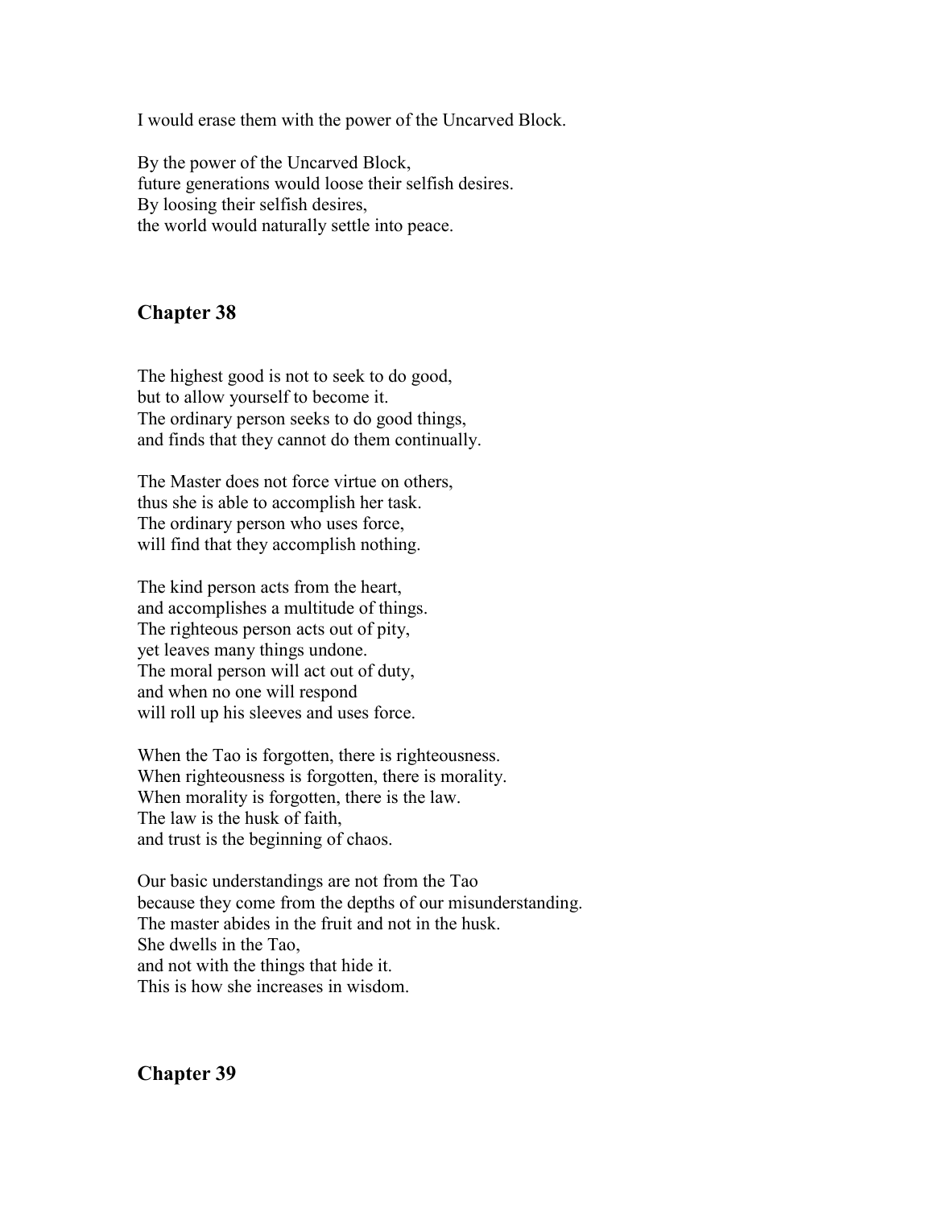I would erase them with the power of the Uncarved Block.

By the power of the Uncarved Block,
future generations would loose their selfish desires.
By loosing their selfish desires,
the world would naturally settle into peace.

## Chapter 38

The highest good is not to seek to do good,
but to allow yourself to become it.
The ordinary person seeks to do good things,
and finds that they cannot do them continually.

The Master does not force virtue on others,
thus she is able to accomplish her task.
The ordinary person who uses force,
will find that they accomplish nothing.

The kind person acts from the heart,
and accomplishes a multitude of things.
The righteous person acts out of pity,
yet leaves many things undone.
The moral person will act out of duty,
and when no one will respond
will roll up his sleeves and uses force.

When the Tao is forgotten, there is righteousness.
When righteousness is forgotten, there is morality.
When morality is forgotten, there is the law.
The law is the husk of faith,
and trust is the beginning of chaos.

Our basic understandings are not from the Tao
because they come from the depths of our misunderstanding.
The master abides in the fruit and not in the husk.
She dwells in the Tao,
and not with the things that hide it.
This is how she increases in wisdom.

## Chapter 39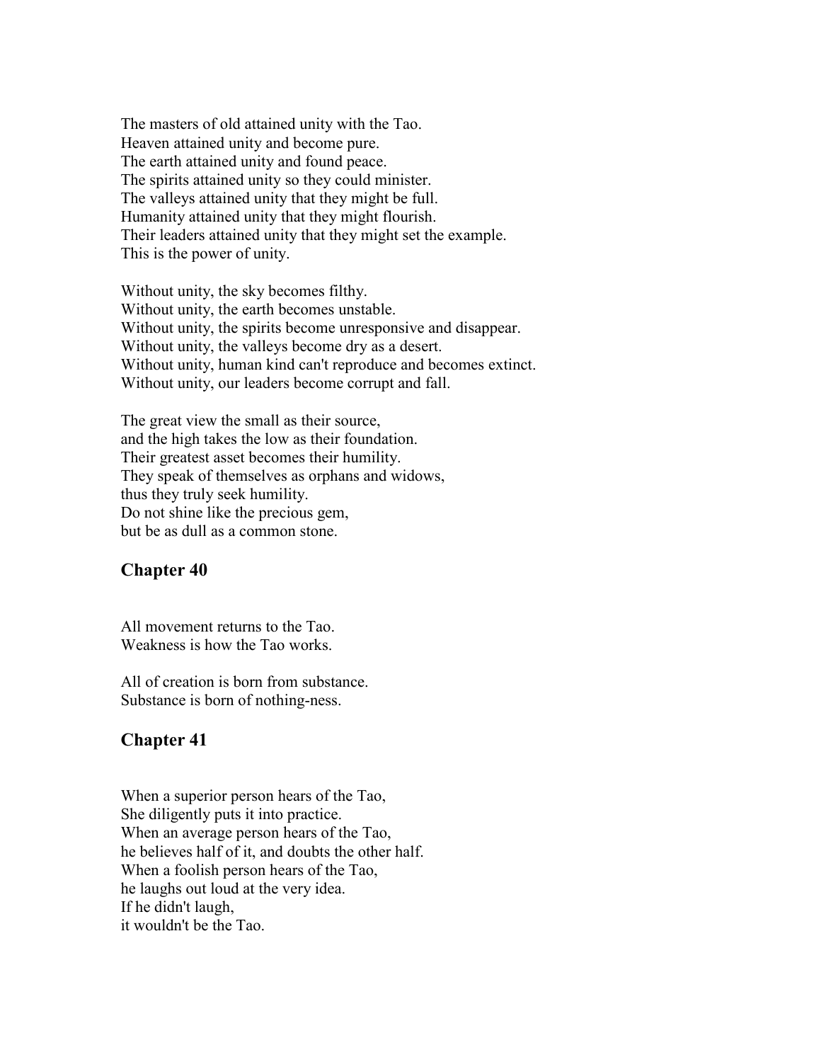The masters of old attained unity with the Tao.
Heaven attained unity and become pure.
The earth attained unity and found peace.
The spirits attained unity so they could minister.
The valleys attained unity that they might be full.
Humanity attained unity that they might flourish.
Their leaders attained unity that they might set the example.
This is the power of unity.

Without unity, the sky becomes filthy.
Without unity, the earth becomes unstable.
Without unity, the spirits become unresponsive and disappear.
Without unity, the valleys become dry as a desert.
Without unity, human kind can't reproduce and becomes extinct.
Without unity, our leaders become corrupt and fall.

The great view the small as their source,
and the high takes the low as their foundation.
Their greatest asset becomes their humility.
They speak of themselves as orphans and widows,
thus they truly seek humility.
Do not shine like the precious gem,
but be as dull as a common stone.

## Chapter 40

All movement returns to the Tao.
Weakness is how the Tao works.

All of creation is born from substance.
Substance is born of nothing-ness.

## Chapter 41

When a superior person hears of the Tao,
She diligently puts it into practice.
When an average person hears of the Tao,
he believes half of it, and doubts the other half.
When a foolish person hears of the Tao,
he laughs out loud at the very idea.
If he didn't laugh,
it wouldn't be the Tao.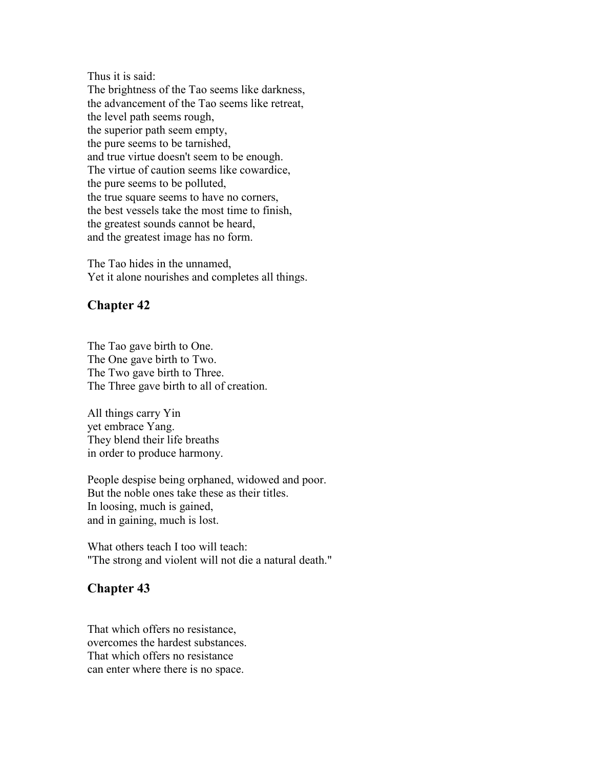Thus it is said:
The brightness of the Tao seems like darkness,
the advancement of the Tao seems like retreat,
the level path seems rough,
the superior path seem empty,
the pure seems to be tarnished,
and true virtue doesn't seem to be enough.
The virtue of caution seems like cowardice,
the pure seems to be polluted,
the true square seems to have no corners,
the best vessels take the most time to finish,
the greatest sounds cannot be heard,
and the greatest image has no form.

The Tao hides in the unnamed,
Yet it alone nourishes and completes all things.

## Chapter 42

The Tao gave birth to One.
The One gave birth to Two.
The Two gave birth to Three.
The Three gave birth to all of creation.

All things carry Yin
yet embrace Yang.
They blend their life breaths
in order to produce harmony.

People despise being orphaned, widowed and poor.
But the noble ones take these as their titles.
In loosing, much is gained,
and in gaining, much is lost.

What others teach I too will teach:
"The strong and violent will not die a natural death."

## Chapter 43

That which offers no resistance,
overcomes the hardest substances.
That which offers no resistance
can enter where there is no space.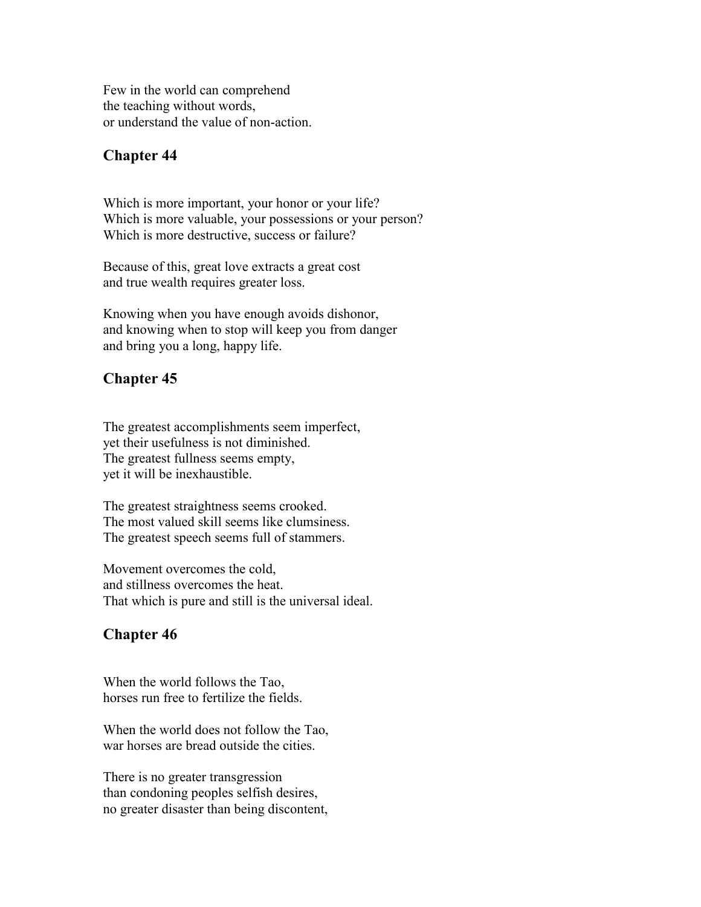Few in the world can comprehend
the teaching without words,
or understand the value of non-action.

## Chapter 44

Which is more important, your honor or your life?
Which is more valuable, your possessions or your person?
Which is more destructive, success or failure?

Because of this, great love extracts a great cost
and true wealth requires greater loss.

Knowing when you have enough avoids dishonor,
and knowing when to stop will keep you from danger
and bring you a long, happy life.

## Chapter 45

The greatest accomplishments seem imperfect,
yet their usefulness is not diminished.
The greatest fullness seems empty,
yet it will be inexhaustible.

The greatest straightness seems crooked.
The most valued skill seems like clumsiness.
The greatest speech seems full of stammers.

Movement overcomes the cold,
and stillness overcomes the heat.
That which is pure and still is the universal ideal.

## Chapter 46

When the world follows the Tao,
horses run free to fertilize the fields.

When the world does not follow the Tao,
war horses are bread outside the cities.

There is no greater transgression
than condoning peoples selfish desires,
no greater disaster than being discontent,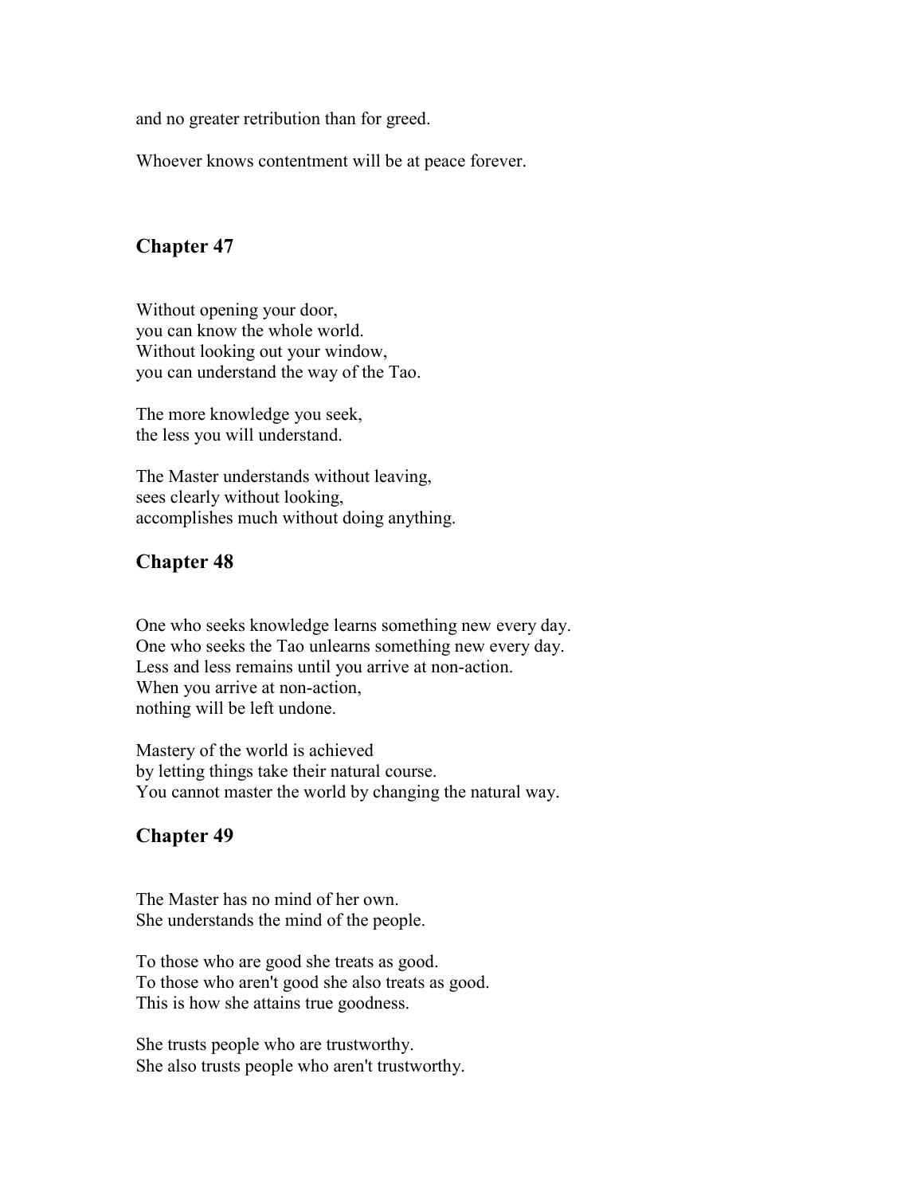and no greater retribution than for greed.

Whoever knows contentment will be at peace forever.

## Chapter 47

Without opening your door,
you can know the whole world.
Without looking out your window,
you can understand the way of the Tao.

The more knowledge you seek,
the less you will understand.

The Master understands without leaving,
sees clearly without looking,
accomplishes much without doing anything.

## Chapter 48

One who seeks knowledge learns something new every day.
One who seeks the Tao unlearns something new every day.
Less and less remains until you arrive at non-action.
When you arrive at non-action,
nothing will be left undone.

Mastery of the world is achieved
by letting things take their natural course.
You cannot master the world by changing the natural way.

## Chapter 49

The Master has no mind of her own.
She understands the mind of the people.

To those who are good she treats as good.
To those who aren't good she also treats as good.
This is how she attains true goodness.

She trusts people who are trustworthy.
She also trusts people who aren't trustworthy.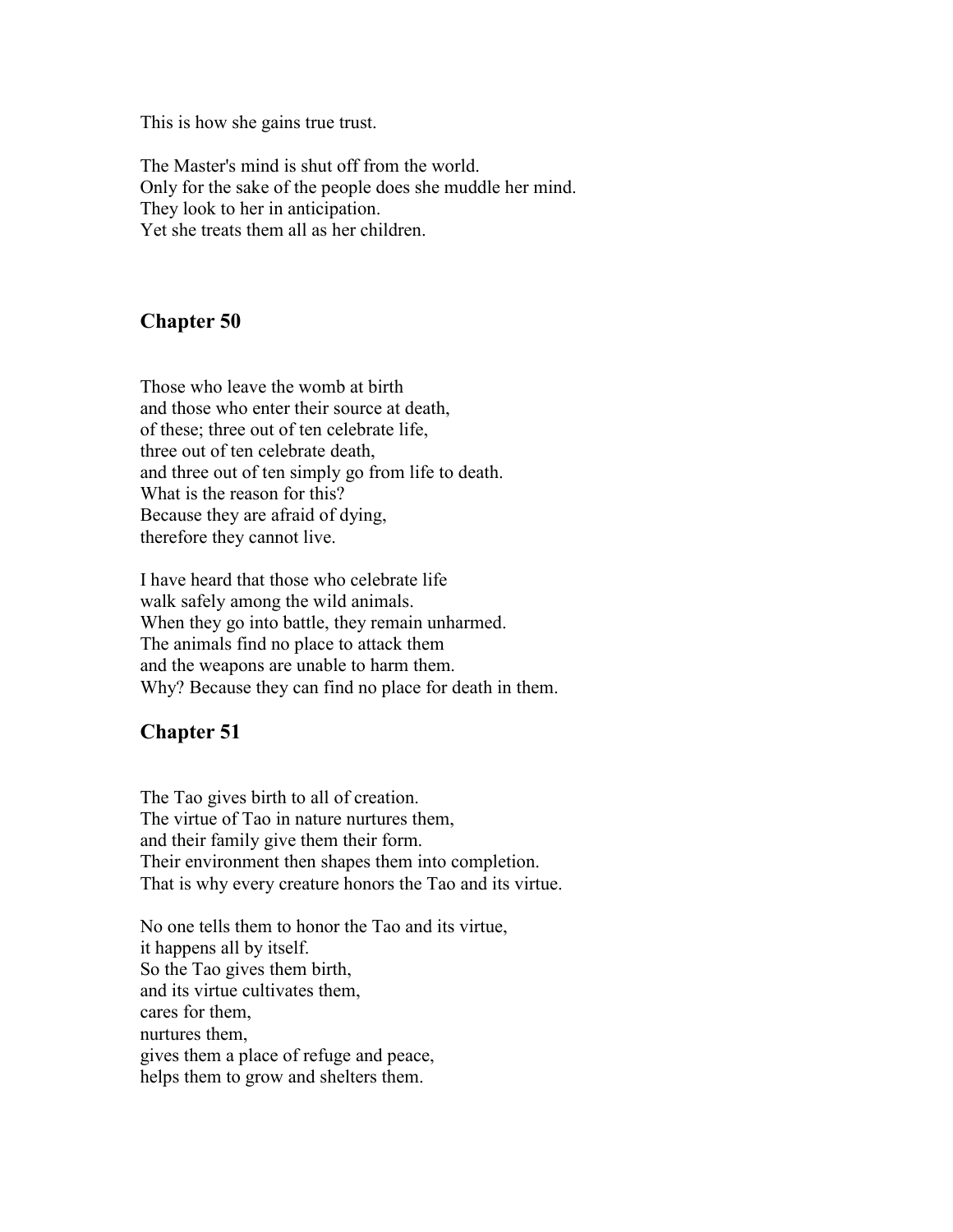This is how she gains true trust.

The Master's mind is shut off from the world.
Only for the sake of the people does she muddle her mind.
They look to her in anticipation.
Yet she treats them all as her children.

## Chapter 50

Those who leave the womb at birth
and those who enter their source at death,
of these; three out of ten celebrate life,
three out of ten celebrate death,
and three out of ten simply go from life to death.
What is the reason for this?
Because they are afraid of dying,
therefore they cannot live.

I have heard that those who celebrate life
walk safely among the wild animals.
When they go into battle, they remain unharmed.
The animals find no place to attack them
and the weapons are unable to harm them.
Why? Because they can find no place for death in them.

## Chapter 51

The Tao gives birth to all of creation.
The virtue of Tao in nature nurtures them,
and their family give them their form.
Their environment then shapes them into completion.
That is why every creature honors the Tao and its virtue.

No one tells them to honor the Tao and its virtue,
it happens all by itself.
So the Tao gives them birth,
and its virtue cultivates them,
cares for them,
nurtures them,
gives them a place of refuge and peace,
helps them to grow and shelters them.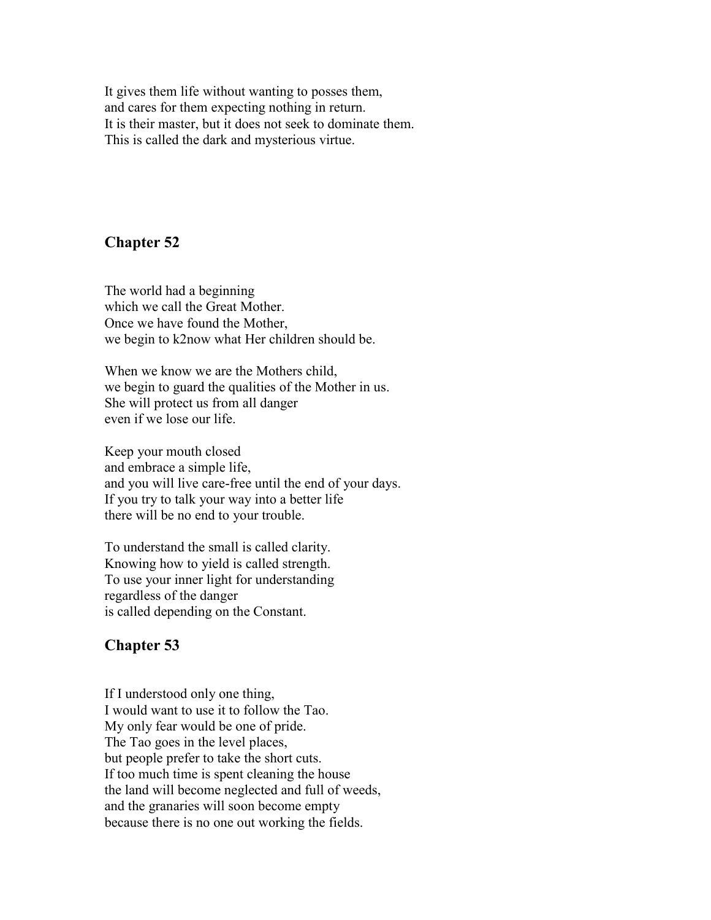It gives them life without wanting to posses them,
and cares for them expecting nothing in return.
It is their master, but it does not seek to dominate them.
This is called the dark and mysterious virtue.

## Chapter 52

The world had a beginning
which we call the Great Mother.
Once we have found the Mother,
we begin to k2now what Her children should be.

When we know we are the Mothers child,
we begin to guard the qualities of the Mother in us.
She will protect us from all danger
even if we lose our life.

Keep your mouth closed
and embrace a simple life,
and you will live care-free until the end of your days.
If you try to talk your way into a better life
there will be no end to your trouble.

To understand the small is called clarity.
Knowing how to yield is called strength.
To use your inner light for understanding
regardless of the danger
is called depending on the Constant.

## Chapter 53

If I understood only one thing,
I would want to use it to follow the Tao.
My only fear would be one of pride.
The Tao goes in the level places,
but people prefer to take the short cuts.
If too much time is spent cleaning the house
the land will become neglected and full of weeds,
and the granaries will soon become empty
because there is no one out working the fields.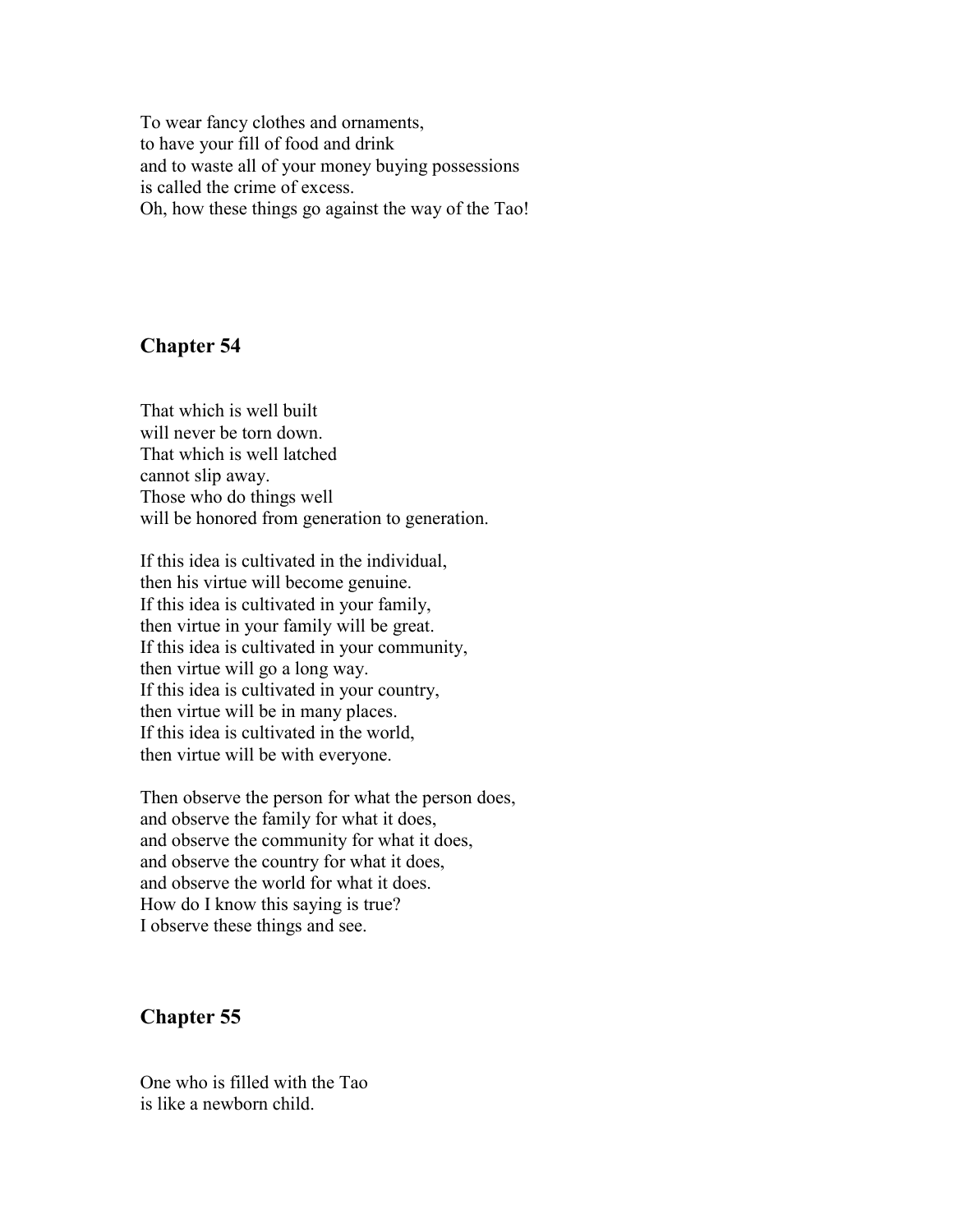To wear fancy clothes and ornaments,
to have your fill of food and drink
and to waste all of your money buying possessions
is called the crime of excess.
Oh, how these things go against the way of the Tao!

## Chapter 54

That which is well built
will never be torn down.
That which is well latched
cannot slip away.
Those who do things well
will be honored from generation to generation.

If this idea is cultivated in the individual,
then his virtue will become genuine.
If this idea is cultivated in your family,
then virtue in your family will be great.
If this idea is cultivated in your community,
then virtue will go a long way.
If this idea is cultivated in your country,
then virtue will be in many places.
If this idea is cultivated in the world,
then virtue will be with everyone.

Then observe the person for what the person does,
and observe the family for what it does,
and observe the community for what it does,
and observe the country for what it does,
and observe the world for what it does.
How do I know this saying is true?
I observe these things and see.

## Chapter 55

One who is filled with the Tao
is like a newborn child.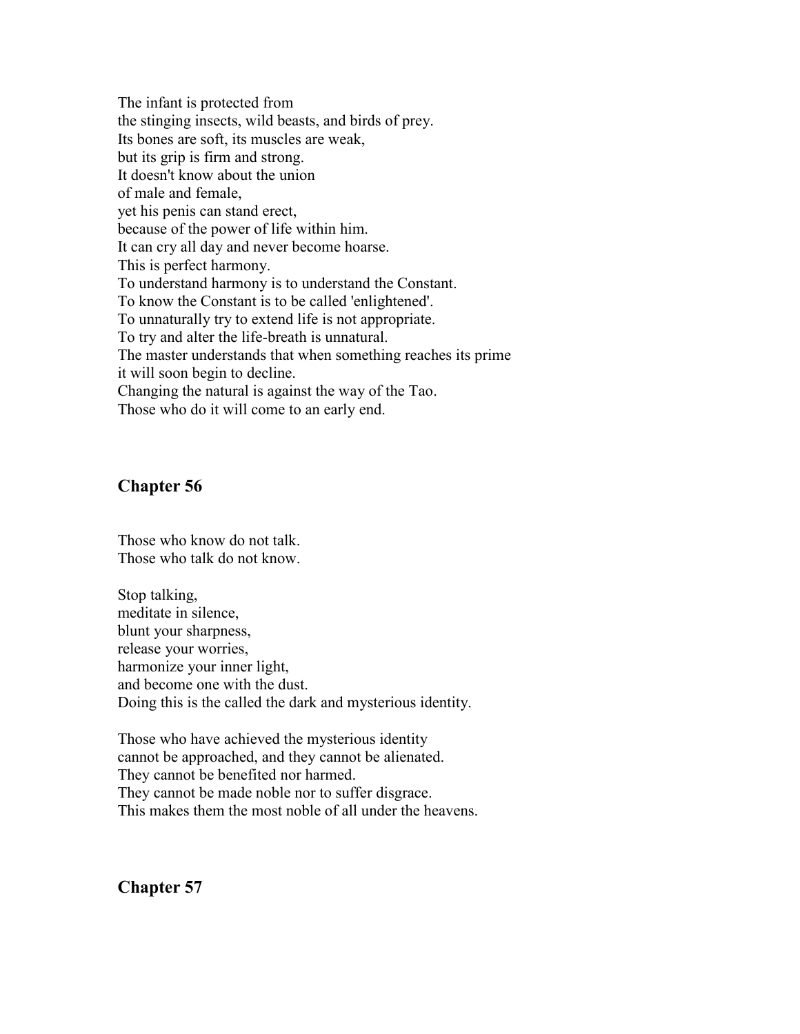The infant is protected from
the stinging insects, wild beasts, and birds of prey.
Its bones are soft, its muscles are weak,
but its grip is firm and strong.
It doesn't know about the union
of male and female,
yet his penis can stand erect,
because of the power of life within him.
It can cry all day and never become hoarse.
This is perfect harmony.
To understand harmony is to understand the Constant.
To know the Constant is to be called 'enlightened'.
To unnaturally try to extend life is not appropriate.
To try and alter the life-breath is unnatural.
The master understands that when something reaches its prime
it will soon begin to decline.
Changing the natural is against the way of the Tao.
Those who do it will come to an early end.

## Chapter 56

Those who know do not talk.
Those who talk do not know.

Stop talking,
meditate in silence,
blunt your sharpness,
release your worries,
harmonize your inner light,
and become one with the dust.
Doing this is the called the dark and mysterious identity.

Those who have achieved the mysterious identity
cannot be approached, and they cannot be alienated.
They cannot be benefited nor harmed.
They cannot be made noble nor to suffer disgrace.
This makes them the most noble of all under the heavens.

## Chapter 57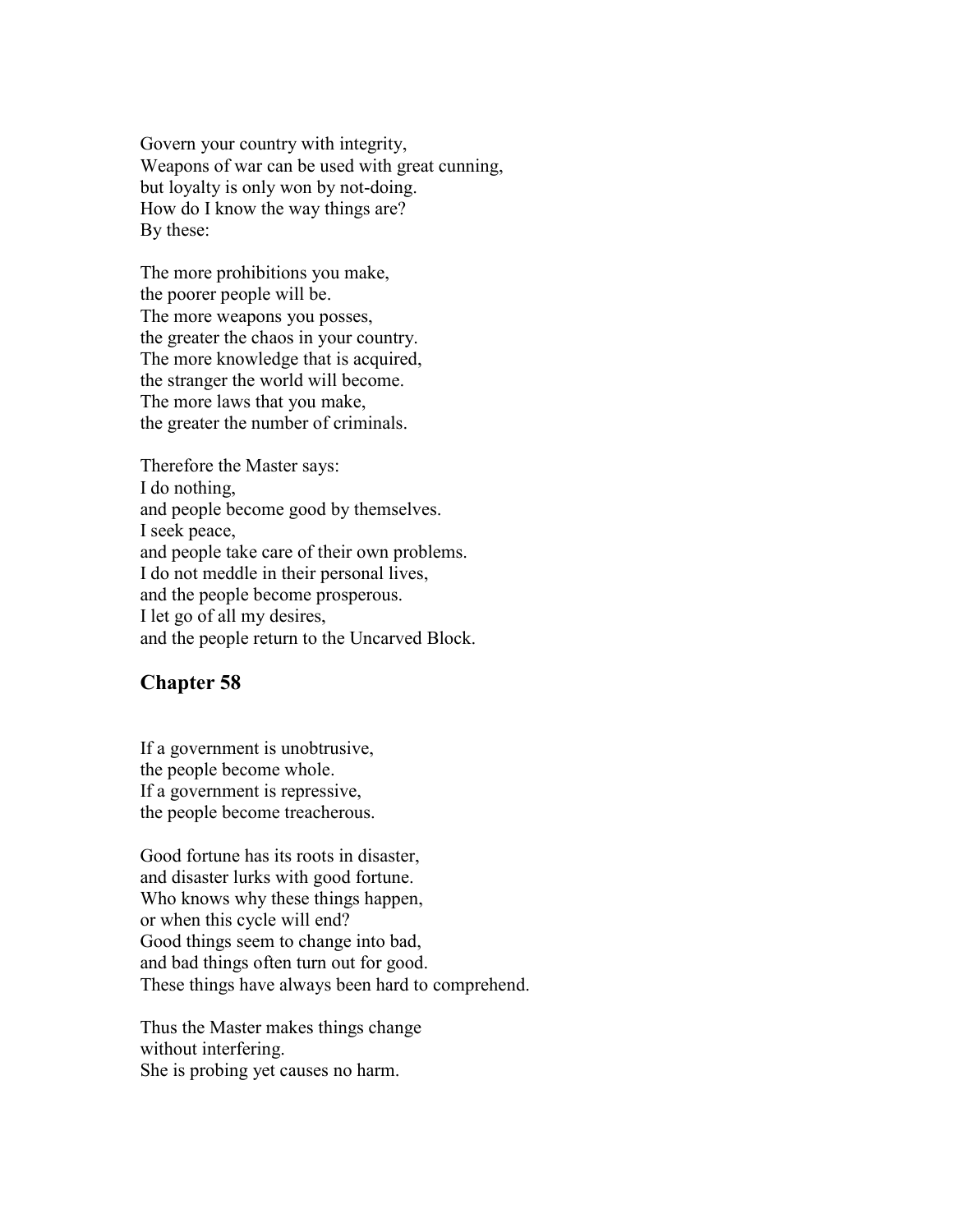Govern your country with integrity,
Weapons of war can be used with great cunning,
but loyalty is only won by not-doing.
How do I know the way things are?
By these:

The more prohibitions you make,
the poorer people will be.
The more weapons you posses,
the greater the chaos in your country.
The more knowledge that is acquired,
the stranger the world will become.
The more laws that you make,
the greater the number of criminals.

Therefore the Master says:
I do nothing,
and people become good by themselves.
I seek peace,
and people take care of their own problems.
I do not meddle in their personal lives,
and the people become prosperous.
I let go of all my desires,
and the people return to the Uncarved Block.

## Chapter 58

If a government is unobtrusive,
the people become whole.
If a government is repressive,
the people become treacherous.

Good fortune has its roots in disaster,
and disaster lurks with good fortune.
Who knows why these things happen,
or when this cycle will end?
Good things seem to change into bad,
and bad things often turn out for good.
These things have always been hard to comprehend.

Thus the Master makes things change
without interfering.
She is probing yet causes no harm.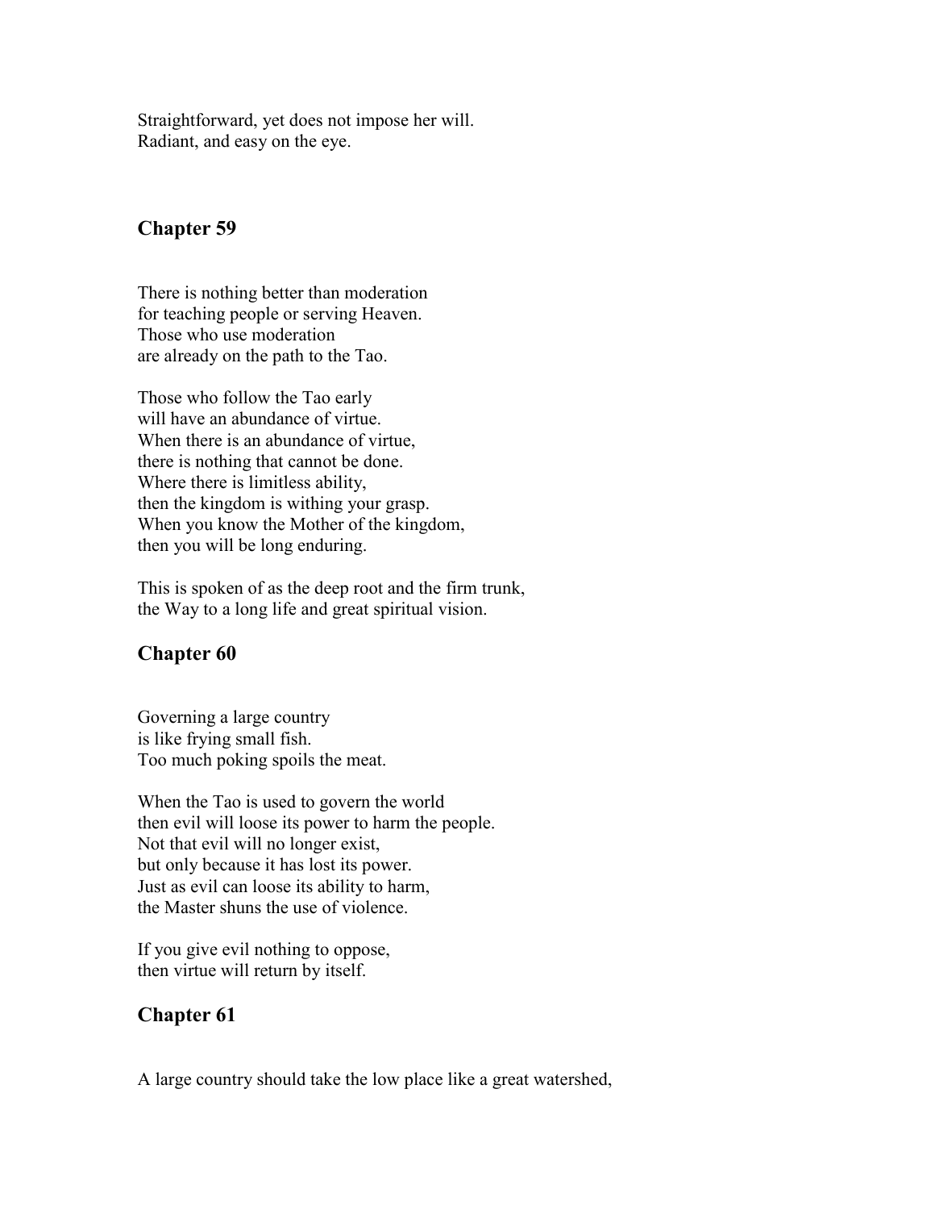Straightforward, yet does not impose her will.
Radiant, and easy on the eye.

## Chapter 59

There is nothing better than moderation
for teaching people or serving Heaven.
Those who use moderation
are already on the path to the Tao.

Those who follow the Tao early
will have an abundance of virtue.
When there is an abundance of virtue,
there is nothing that cannot be done.
Where there is limitless ability,
then the kingdom is withing your grasp.
When you know the Mother of the kingdom,
then you will be long enduring.

This is spoken of as the deep root and the firm trunk,
the Way to a long life and great spiritual vision.

## Chapter 60

Governing a large country
is like frying small fish.
Too much poking spoils the meat.

When the Tao is used to govern the world
then evil will loose its power to harm the people.
Not that evil will no longer exist,
but only because it has lost its power.
Just as evil can loose its ability to harm,
the Master shuns the use of violence.

If you give evil nothing to oppose,
then virtue will return by itself.

## Chapter 61

A large country should take the low place like a great watershed,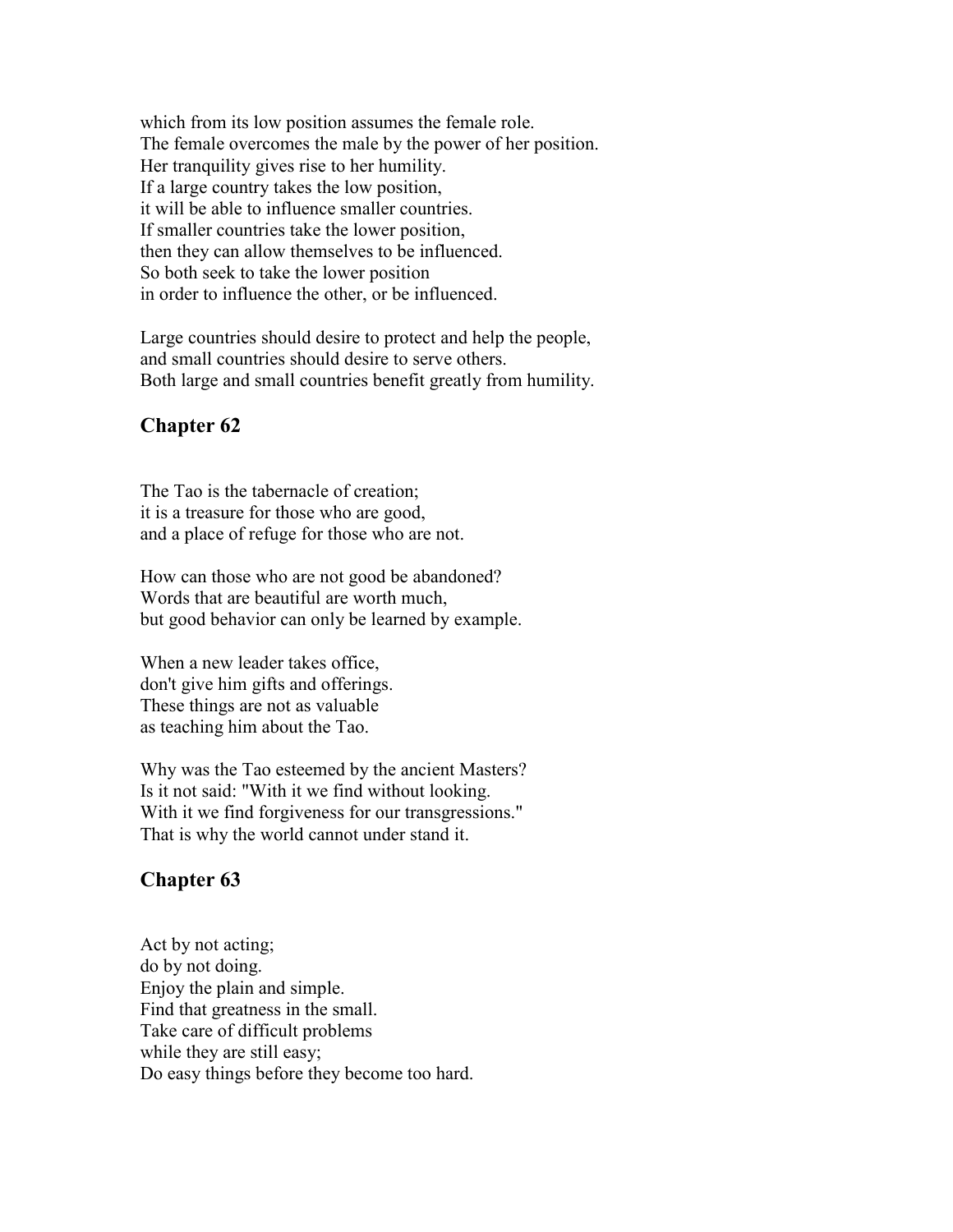which from its low position assumes the female role.
The female overcomes the male by the power of her position.
Her tranquility gives rise to her humility.
If a large country takes the low position,
it will be able to influence smaller countries.
If smaller countries take the lower position,
then they can allow themselves to be influenced.
So both seek to take the lower position
in order to influence the other, or be influenced.

Large countries should desire to protect and help the people,
and small countries should desire to serve others.
Both large and small countries benefit greatly from humility.

## Chapter 62

The Tao is the tabernacle of creation;
it is a treasure for those who are good,
and a place of refuge for those who are not.

How can those who are not good be abandoned?
Words that are beautiful are worth much,
but good behavior can only be learned by example.

When a new leader takes office,
don't give him gifts and offerings.
These things are not as valuable
as teaching him about the Tao.

Why was the Tao esteemed by the ancient Masters?
Is it not said: "With it we find without looking.
With it we find forgiveness for our transgressions."
That is why the world cannot under stand it.

## Chapter 63

Act by not acting;
do by not doing.
Enjoy the plain and simple.
Find that greatness in the small.
Take care of difficult problems
while they are still easy;
Do easy things before they become too hard.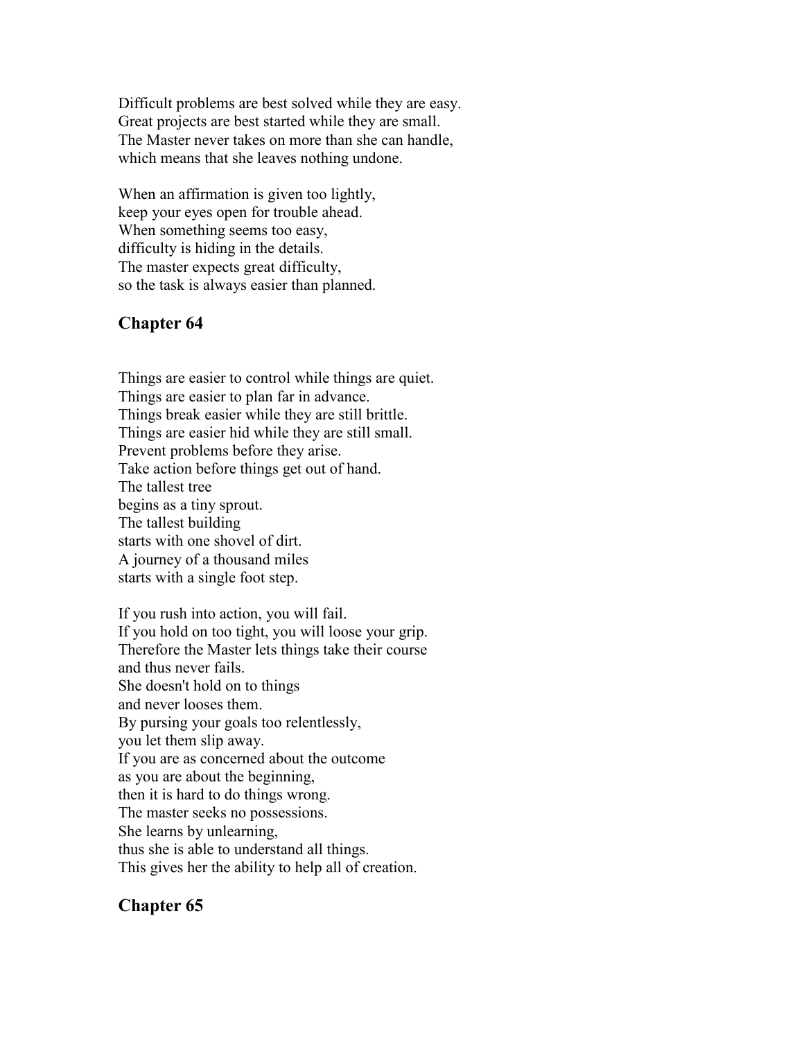Difficult problems are best solved while they are easy.
Great projects are best started while they are small.
The Master never takes on more than she can handle,
which means that she leaves nothing undone.

When an affirmation is given too lightly,
keep your eyes open for trouble ahead.
When something seems too easy,
difficulty is hiding in the details.
The master expects great difficulty,
so the task is always easier than planned.

## Chapter 64

Things are easier to control while things are quiet.
Things are easier to plan far in advance.
Things break easier while they are still brittle.
Things are easier hid while they are still small.
Prevent problems before they arise.
Take action before things get out of hand.
The tallest tree
begins as a tiny sprout.
The tallest building
starts with one shovel of dirt.
A journey of a thousand miles
starts with a single foot step.

If you rush into action, you will fail.
If you hold on too tight, you will loose your grip.
Therefore the Master lets things take their course
and thus never fails.
She doesn't hold on to things
and never looses them.
By pursing your goals too relentlessly,
you let them slip away.
If you are as concerned about the outcome
as you are about the beginning,
then it is hard to do things wrong.
The master seeks no possessions.
She learns by unlearning,
thus she is able to understand all things.
This gives her the ability to help all of creation.

## Chapter 65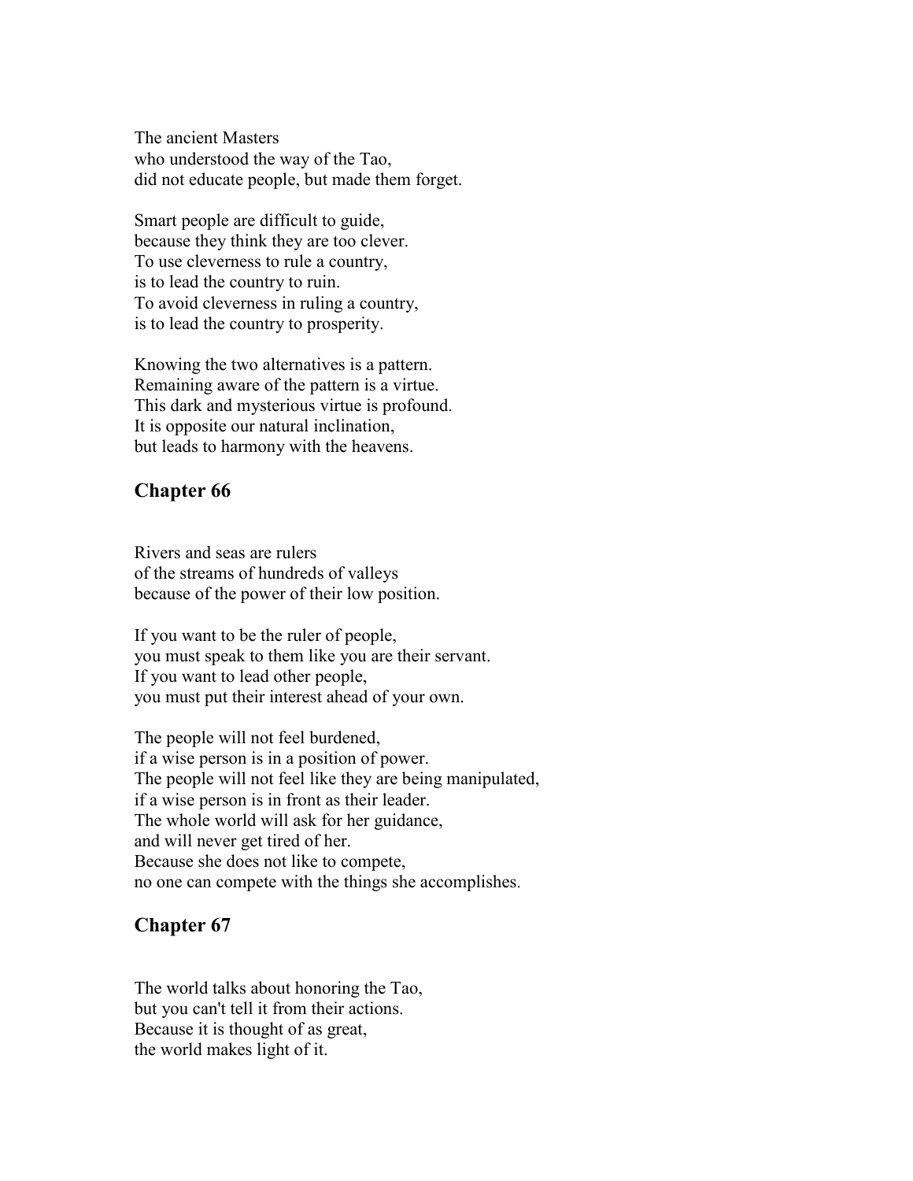The ancient Masters
who understood the way of the Tao,
did not educate people, but made them forget.

Smart people are difficult to guide,
because they think they are too clever.
To use cleverness to rule a country,
is to lead the country to ruin.
To avoid cleverness in ruling a country,
is to lead the country to prosperity.

Knowing the two alternatives is a pattern.
Remaining aware of the pattern is a virtue.
This dark and mysterious virtue is profound.
It is opposite our natural inclination,
but leads to harmony with the heavens.

## Chapter 66

Rivers and seas are rulers
of the streams of hundreds of valleys
because of the power of their low position.

If you want to be the ruler of people,
you must speak to them like you are their servant.
If you want to lead other people,
you must put their interest ahead of your own.

The people will not feel burdened,
if a wise person is in a position of power.
The people will not feel like they are being manipulated,
if a wise person is in front as their leader.
The whole world will ask for her guidance,
and will never get tired of her.
Because she does not like to compete,
no one can compete with the things she accomplishes.

## Chapter 67

The world talks about honoring the Tao,
but you can't tell it from their actions.
Because it is thought of as great,
the world makes light of it.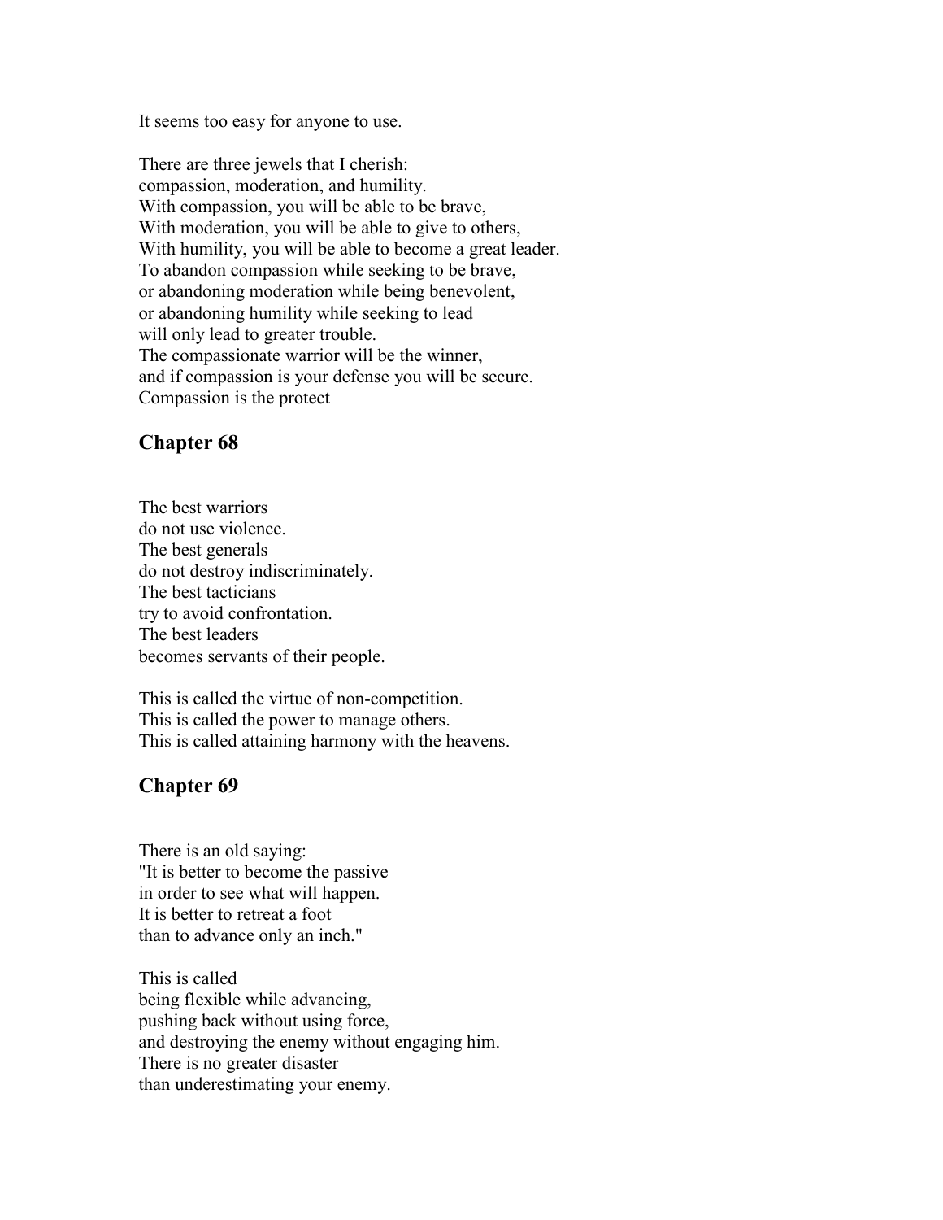It seems too easy for anyone to use.

There are three jewels that I cherish:
compassion, moderation, and humility.
With compassion, you will be able to be brave,
With moderation, you will be able to give to others,
With humility, you will be able to become a great leader.
To abandon compassion while seeking to be brave,
or abandoning moderation while being benevolent,
or abandoning humility while seeking to lead
will only lead to greater trouble.
The compassionate warrior will be the winner,
and if compassion is your defense you will be secure.
Compassion is the protect

## Chapter 68

The best warriors
do not use violence.
The best generals
do not destroy indiscriminately.
The best tacticians
try to avoid confrontation.
The best leaders
becomes servants of their people.

This is called the virtue of non-competition.
This is called the power to manage others.
This is called attaining harmony with the heavens.

## Chapter 69

There is an old saying:
"It is better to become the passive
in order to see what will happen.
It is better to retreat a foot
than to advance only an inch."

This is called
being flexible while advancing,
pushing back without using force,
and destroying the enemy without engaging him.
There is no greater disaster
than underestimating your enemy.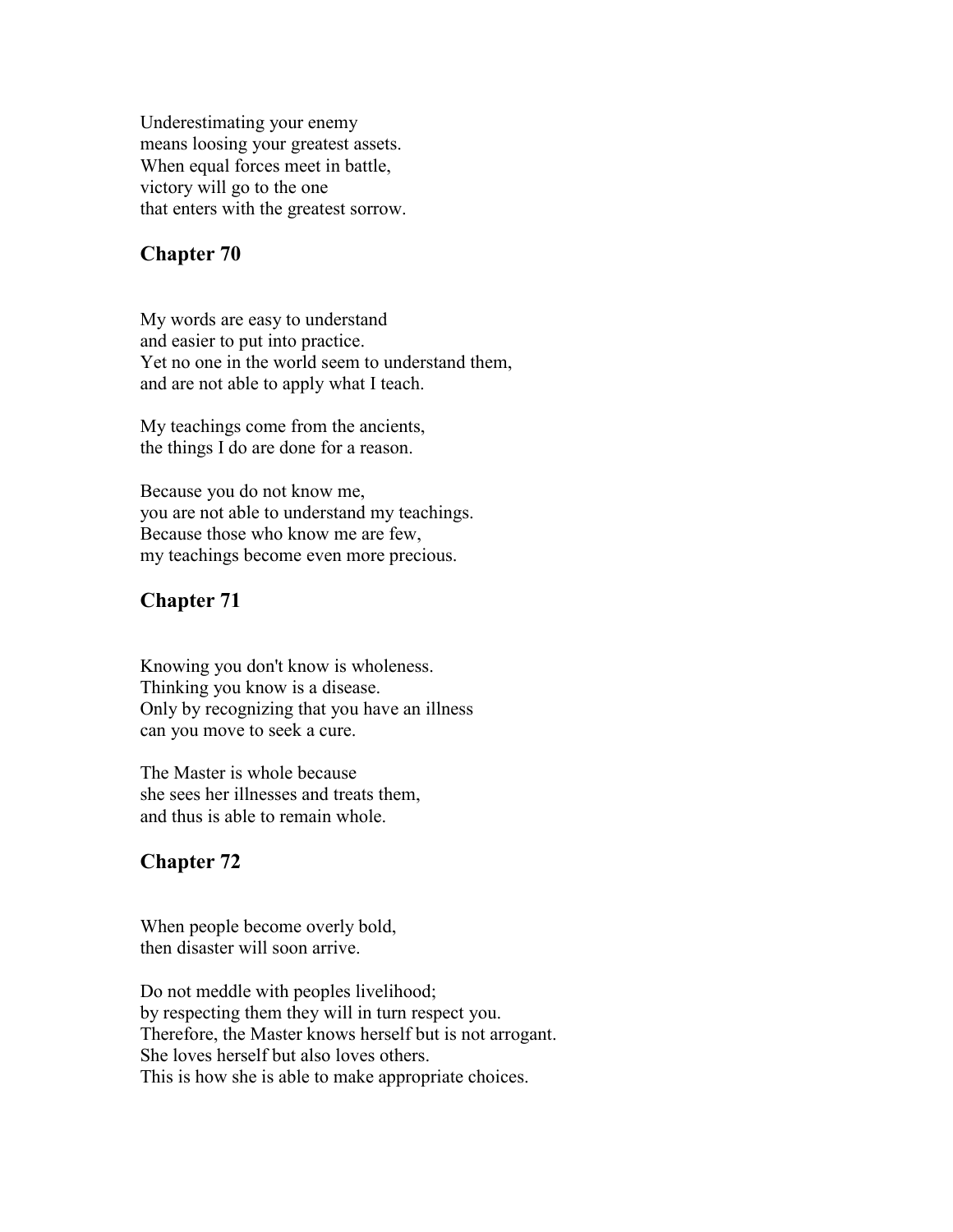Underestimating your enemy
means loosing your greatest assets.
When equal forces meet in battle,
victory will go to the one
that enters with the greatest sorrow.

## Chapter 70

My words are easy to understand
and easier to put into practice.
Yet no one in the world seem to understand them,
and are not able to apply what I teach.

My teachings come from the ancients,
the things I do are done for a reason.

Because you do not know me,
you are not able to understand my teachings.
Because those who know me are few,
my teachings become even more precious.

## Chapter 71

Knowing you don't know is wholeness.
Thinking you know is a disease.
Only by recognizing that you have an illness
can you move to seek a cure.

The Master is whole because
she sees her illnesses and treats them,
and thus is able to remain whole.

## Chapter 72

When people become overly bold,
then disaster will soon arrive.

Do not meddle with peoples livelihood;
by respecting them they will in turn respect you.
Therefore, the Master knows herself but is not arrogant.
She loves herself but also loves others.
This is how she is able to make appropriate choices.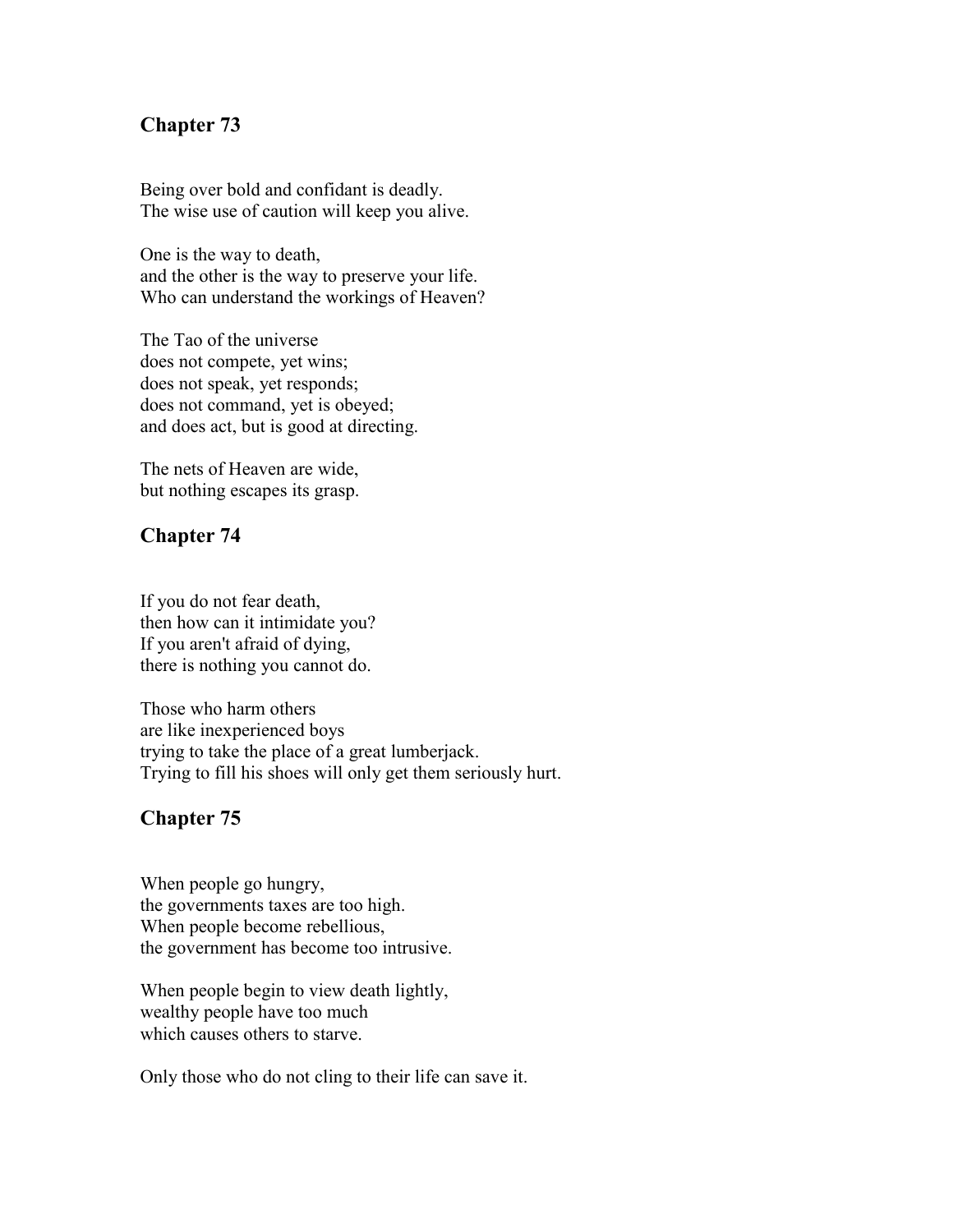## Chapter 73

Being over bold and confidant is deadly.
The wise use of caution will keep you alive.

One is the way to death,
and the other is the way to preserve your life.
Who can understand the workings of Heaven?

The Tao of the universe
does not compete, yet wins;
does not speak, yet responds;
does not command, yet is obeyed;
and does act, but is good at directing.

The nets of Heaven are wide,
but nothing escapes its grasp.

## Chapter 74

If you do not fear death,
then how can it intimidate you?
If you aren't afraid of dying,
there is nothing you cannot do.

Those who harm others
are like inexperienced boys
trying to take the place of a great lumberjack.
Trying to fill his shoes will only get them seriously hurt.

## Chapter 75

When people go hungry,
the governments taxes are too high.
When people become rebellious,
the government has become too intrusive.

When people begin to view death lightly,
wealthy people have too much
which causes others to starve.

Only those who do not cling to their life can save it.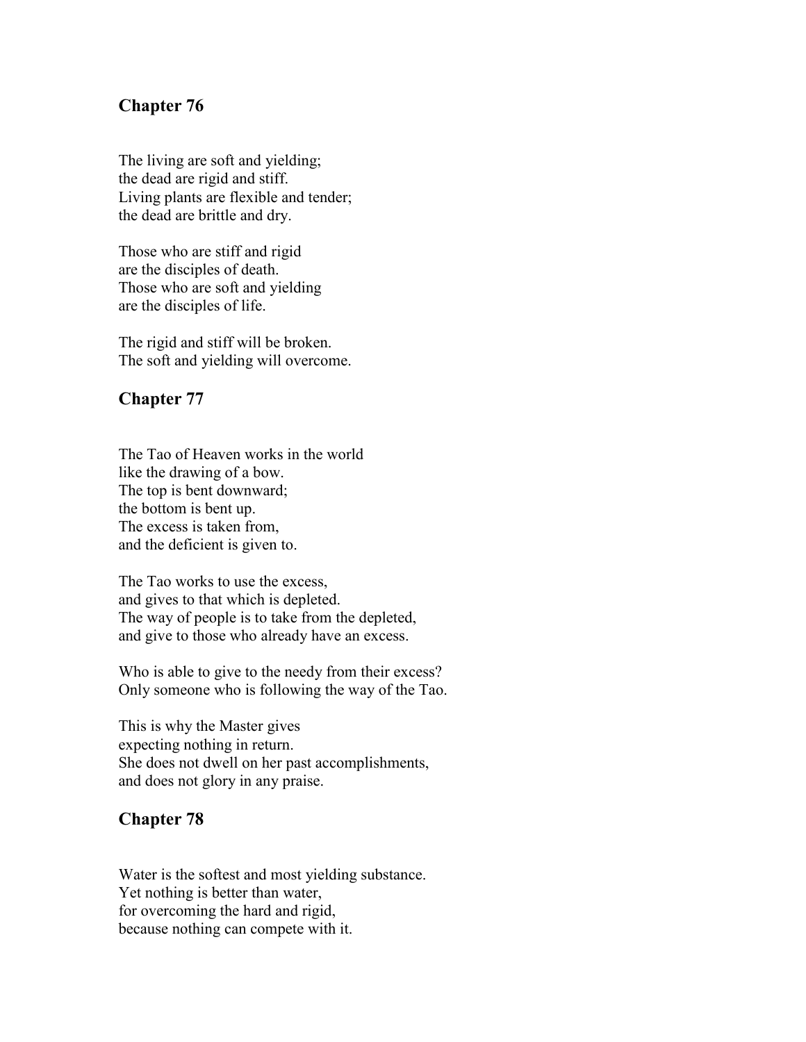## Chapter 76

The living are soft and yielding;  
the dead are rigid and stiff.  
Living plants are flexible and tender;  
the dead are brittle and dry.

Those who are stiff and rigid  
are the disciples of death.  
Those who are soft and yielding  
are the disciples of life.

The rigid and stiff will be broken.  
The soft and yielding will overcome.

## Chapter 77

The Tao of Heaven works in the world  
like the drawing of a bow.  
The top is bent downward;  
the bottom is bent up.  
The excess is taken from,  
and the deficient is given to.

The Tao works to use the excess,  
and gives to that which is depleted.  
The way of people is to take from the depleted,  
and give to those who already have an excess.

Who is able to give to the needy from their excess?  
Only someone who is following the way of the Tao.

This is why the Master gives  
expecting nothing in return.  
She does not dwell on her past accomplishments,  
and does not glory in any praise.

## Chapter 78

Water is the softest and most yielding substance.  
Yet nothing is better than water,  
for overcoming the hard and rigid,  
because nothing can compete with it.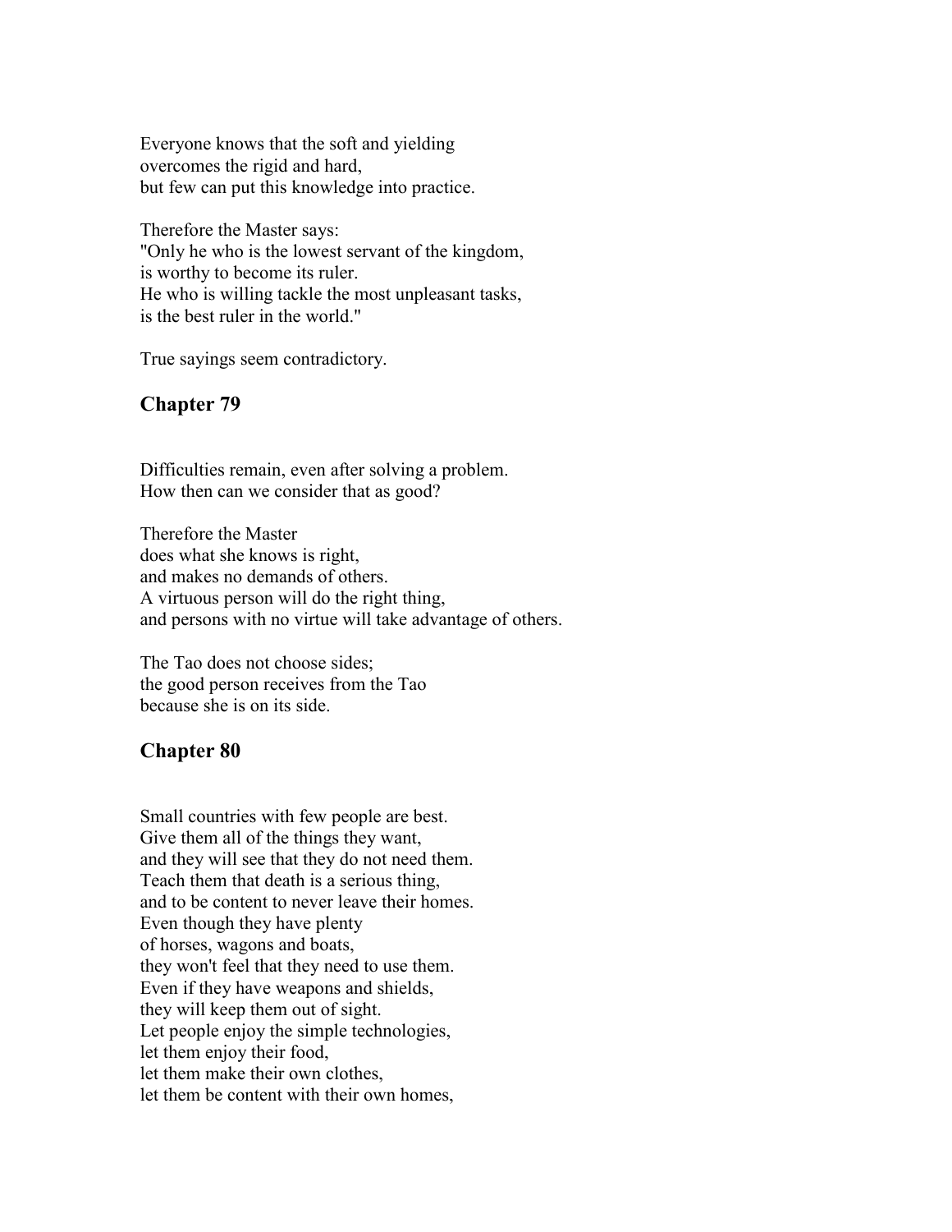Everyone knows that the soft and yielding
overcomes the rigid and hard,
but few can put this knowledge into practice.

Therefore the Master says:
"Only he who is the lowest servant of the kingdom,
is worthy to become its ruler.
He who is willing tackle the most unpleasant tasks,
is the best ruler in the world."

True sayings seem contradictory.

## Chapter 79

Difficulties remain, even after solving a problem.
How then can we consider that as good?

Therefore the Master
does what she knows is right,
and makes no demands of others.
A virtuous person will do the right thing,
and persons with no virtue will take advantage of others.

The Tao does not choose sides;
the good person receives from the Tao
because she is on its side.

## Chapter 80

Small countries with few people are best.
Give them all of the things they want,
and they will see that they do not need them.
Teach them that death is a serious thing,
and to be content to never leave their homes.
Even though they have plenty
of horses, wagons and boats,
they won't feel that they need to use them.
Even if they have weapons and shields,
they will keep them out of sight.
Let people enjoy the simple technologies,
let them enjoy their food,
let them make their own clothes,
let them be content with their own homes,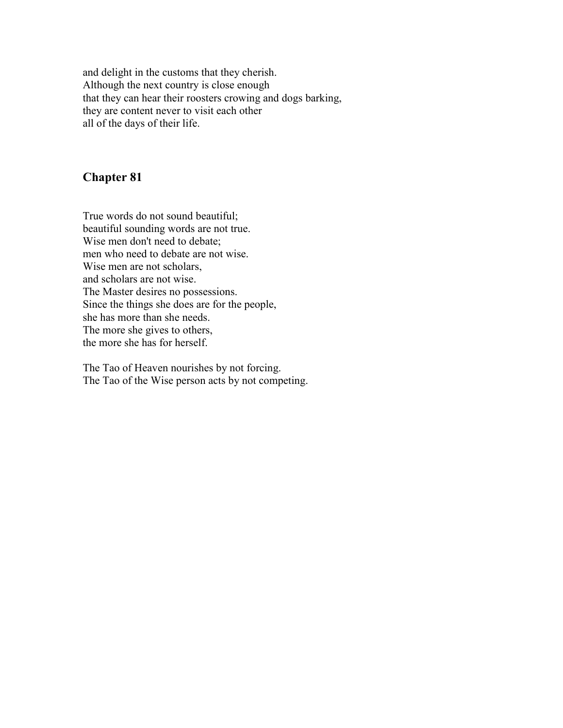and delight in the customs that they cherish.
Although the next country is close enough
that they can hear their roosters crowing and dogs barking,
they are content never to visit each other
all of the days of their life.

## Chapter 81

True words do not sound beautiful;
beautiful sounding words are not true.
Wise men don't need to debate;
men who need to debate are not wise.
Wise men are not scholars,
and scholars are not wise.
The Master desires no possessions.
Since the things she does are for the people,
she has more than she needs.
The more she gives to others,
the more she has for herself.

The Tao of Heaven nourishes by not forcing.
The Tao of the Wise person acts by not competing.